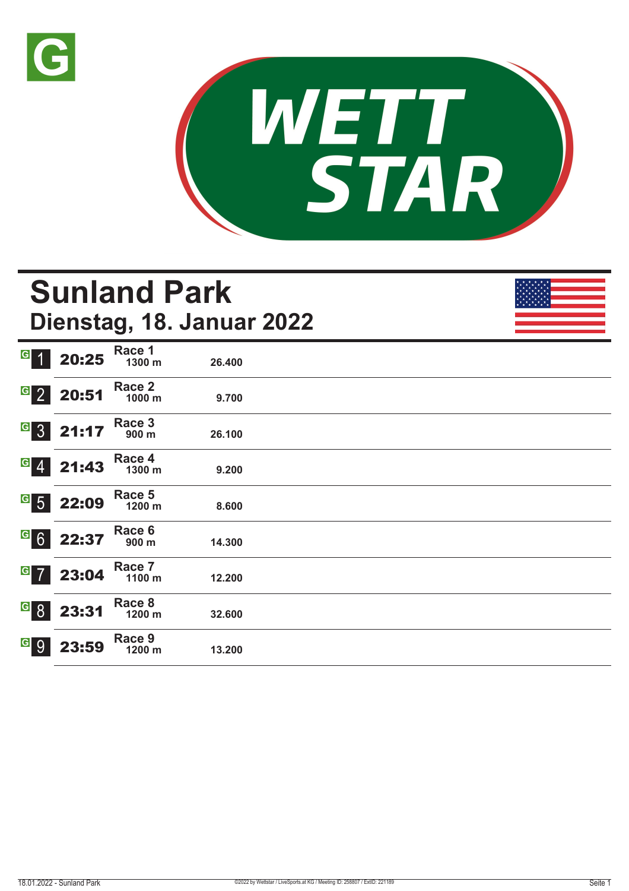G

WETT STAR

# Sunland Park
## Dienstag, 18. Januar 2022

| | Zeit | Rennen | Distanz | |
|---|---|---|---|---|
| G 1 | 20:25 | Race 1 | 1300 m | 26.400 |
| G 2 | 20:51 | Race 2 | 1000 m | 9.700 |
| G 3 | 21:17 | Race 3 | 900 m | 26.100 |
| G 4 | 21:43 | Race 4 | 1300 m | 9.200 |
| G 5 | 22:09 | Race 5 | 1200 m | 8.600 |
| G 6 | 22:37 | Race 6 | 900 m | 14.300 |
| G 7 | 23:04 | Race 7 | 1100 m | 12.200 |
| G 8 | 23:31 | Race 8 | 1200 m | 32.600 |
| G 9 | 23:59 | Race 9 | 1200 m | 13.200 |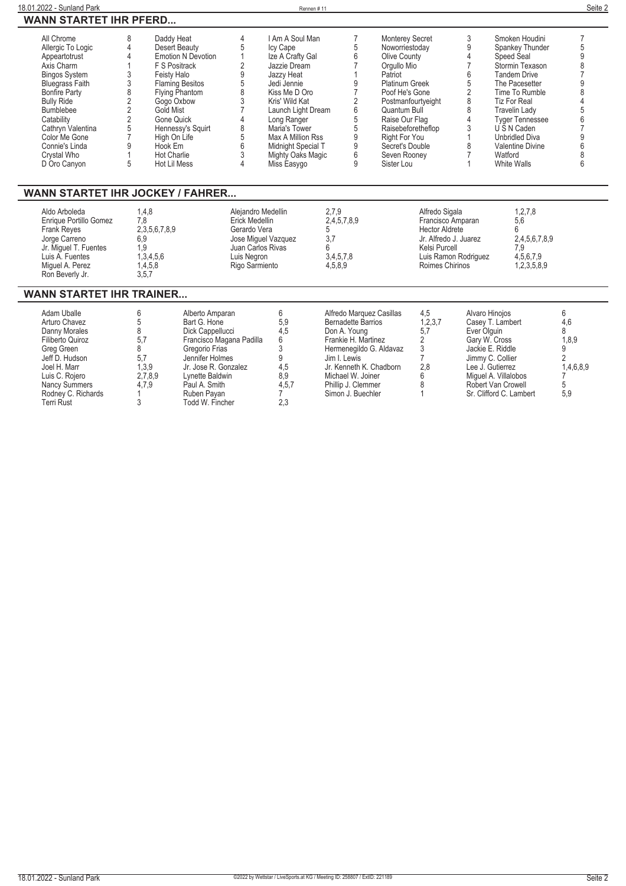## WANN STARTET IHR PFERD...

| Pferd | Nr. | Pferd | Nr. | Pferd | Nr. | Pferd | Nr. | Pferd | Nr. |
|---|---|---|---|---|---|---|---|---|---|
| All Chrome | 8 | Daddy Heat | 4 | I Am A Soul Man | 7 | Monterey Secret | 3 | Smoken Houdini | 7 |
| Allergic To Logic | 4 | Desert Beauty | 5 | Icy Cape | 5 | Noworriestoday | 9 | Spankey Thunder | 5 |
| Appeartotrust | 4 | Emotion N Devotion | 1 | Ize A Crafty Gal | 6 | Olive County | 4 | Speed Seal | 9 |
| Axis Charm | 1 | F S Positrack | 2 | Jazzie Dream | 7 | Orgullo Mio | 7 | Stormin Texason | 8 |
| Bingos System | 3 | Feisty Halo | 9 | Jazzy Heat | 1 | Patriot | 6 | Tandem Drive | 7 |
| Bluegrass Faith | 3 | Flaming Besitos | 5 | Jedi Jennie | 9 | Platinum Greek | 5 | The Pacesetter | 9 |
| Bonfire Party | 8 | Flying Phantom | 8 | Kiss Me D Oro | 7 | Poof He's Gone | 2 | Time To Rumble | 8 |
| Bully Ride | 2 | Gogo Oxbow | 3 | Kris' Wild Kat | 2 | Postmanfourtyeight | 8 | Tiz For Real | 4 |
| Bumblebee | 2 | Gold Mist | 7 | Launch Light Dream | 6 | Quantum Bull | 8 | Travelin Lady | 5 |
| Catability | 2 | Gone Quick | 4 | Long Ranger | 5 | Raise Our Flag | 4 | Tyger Tennessee | 6 |
| Cathryn Valentina | 5 | Hennessy's Squirt | 8 | Maria's Tower | 5 | Raisebeforetheflop | 3 | U S N Caden | 7 |
| Color Me Gone | 7 | High On Life | 5 | Max A Million Rss | 9 | Right For You | 1 | Unbridled Diva | 9 |
| Connie's Linda | 9 | Hook Em | 6 | Midnight Special T | 9 | Secret's Double | 8 | Valentine Divine | 6 |
| Crystal Who | 1 | Hot Charlie | 3 | Mighty Oaks Magic | 6 | Seven Rooney | 7 | Watford | 8 |
| D Oro Canyon | 5 | Hot Lil Mess | 4 | Miss Easygo | 9 | Sister Lou | 1 | White Walls | 6 |

## WANN STARTET IHR JOCKEY / FAHRER...

| Jockey | Rennen | Jockey | Rennen | Jockey | Rennen |
|---|---|---|---|---|---|
| Aldo Arboleda | 1,4,8 | Alejandro Medellin | 2,7,9 | Alfredo Sigala | 1,2,7,8 |
| Enrique Portillo Gomez | 7,8 | Erick Medellin | 2,4,5,7,8,9 | Francisco Amparan | 5,6 |
| Frank Reyes | 2,3,5,6,7,8,9 | Gerardo Vera | 5 | Hector Aldrete | 6 |
| Jorge Carreno | 6,9 | Jose Miguel Vazquez | 3,7 | Jr. Alfredo J. Juarez | 2,4,5,6,7,8,9 |
| Jr. Miguel T. Fuentes | 1,9 | Juan Carlos Rivas | 6 | Kelsi Purcell | 7,9 |
| Luis A. Fuentes | 1,3,4,5,6 | Luis Negron | 3,4,5,7,8 | Luis Ramon Rodriguez | 4,5,6,7,9 |
| Miguel A. Perez | 1,4,5,8 | Rigo Sarmiento | 4,5,8,9 | Roimes Chirinos | 1,2,3,5,8,9 |
| Ron Beverly Jr. | 3,5,7 | | | | |

## WANN STARTET IHR TRAINER...

| Trainer | Rennen | Trainer | Rennen | Trainer | Rennen | Trainer | Rennen |
|---|---|---|---|---|---|---|---|
| Adam Uballe | 6 | Alberto Amparan | 6 | Alfredo Marquez Casillas | 4,5 | Alvaro Hinojos | 6 |
| Arturo Chavez | 5 | Bart G. Hone | 5,9 | Bernadette Barrios | 1,2,3,7 | Casey T. Lambert | 4,6 |
| Danny Morales | 8 | Dick Cappellucci | 4,5 | Don A. Young | 5,7 | Ever Olguin | 8 |
| Filiberto Quiroz | 5,7 | Francisco Magana Padilla | 6 | Frankie H. Martinez | 2 | Gary W. Cross | 1,8,9 |
| Greg Green | 8 | Gregorio Frias | 3 | Hermenegildo G. Aldavaz | 3 | Jackie E. Riddle | 9 |
| Jeff D. Hudson | 5,7 | Jennifer Holmes | 9 | Jim I. Lewis | 7 | Jimmy C. Collier | 2 |
| Joel H. Marr | 1,3,9 | Jr. Jose R. Gonzalez | 4,5 | Jr. Kenneth K. Chadborn | 2,8 | Lee J. Gutierrez | 1,4,6,8,9 |
| Luis C. Rojero | 2,7,8,9 | Lynette Baldwin | 8,9 | Michael W. Joiner | 6 | Miguel A. Villalobos | 7 |
| Nancy Summers | 4,7,9 | Paul A. Smith | 4,5,7 | Phillip J. Clemmer | 8 | Robert Van Crowell | 5 |
| Rodney C. Richards | 1 | Ruben Payan | 7 | Simon J. Buechler | 1 | Sr. Clifford C. Lambert | 5,9 |
| Terri Rust | 3 | Todd W. Fincher | 2,3 | | | | |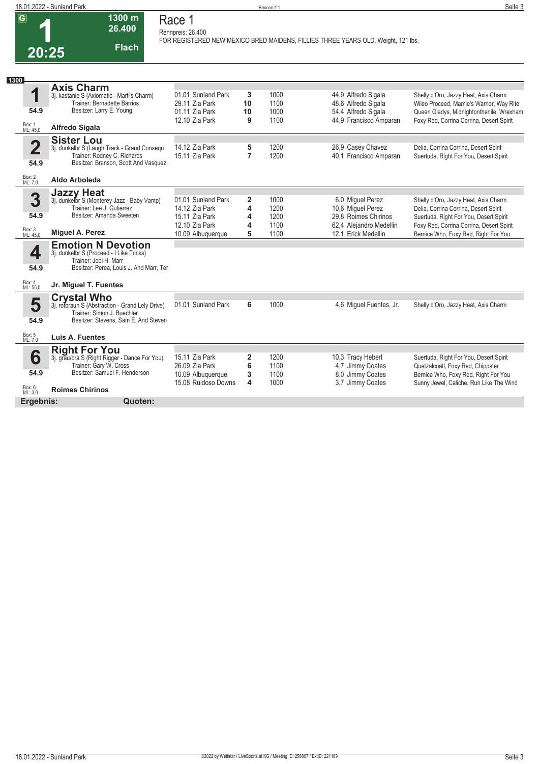# 1 — Race 1

**G** | **20:25** | 1300 m | 26.400 | Flach

Rennpreis: 26.400

FOR REGISTERED NEW MEXICO BRED MAIDENS, FILLIES THREE YEARS OLD. Weight, 121 lbs.

**1300**

## 1 Axis Charm

3j. kastanie S (Axiomatic - Marti's Charm)
Trainer: Bernadette Barrios
Besitzer: Larry E. Young
54.9
Box: 1 ML: 45,0
**Alfredo Sigala**

| Datum | Bahn | Platz | Distanz | Quote | Jockey | Erste drei |
|---|---|---|---|---|---|---|
| 01.01 | Sunland Park | 3 | 1000 | 44,9 | Alfredo Sigala | Shelly d'Oro, Jazzy Heat, Axis Charm |
| 29.11 | Zia Park | 10 | 1100 | 48,6 | Alfredo Sigala | Wileo Proceed, Mamie's Warrior, Way Rite |
| 01.11 | Zia Park | 10 | 1000 | 54,4 | Alfredo Sigala | Queen Gladys, Midnightonthenile, Wrexham |
| 12.10 | Zia Park | 9 | 1100 | 44,9 | Francisco Amparan | Foxy Red, Corrina Corrina, Desert Spirit |

## 2 Sister Lou

3j. dunkelbr S (Laugh Track - Grand Consequ
Trainer: Rodney C. Richards
Besitzer: Branson, Scott And Vasquez,
54.9
Box: 2 ML: 7,0
**Aldo Arboleda**

| Datum | Bahn | Platz | Distanz | Quote | Jockey | Erste drei |
|---|---|---|---|---|---|---|
| 14.12 | Zia Park | 5 | 1200 | 26,9 | Casey Chavez | Delia, Corrina Corrina, Desert Spirit |
| 15.11 | Zia Park | 7 | 1200 | 40,1 | Francisco Amparan | Suertuda, Right For You, Desert Spirit |

## 3 Jazzy Heat

3j. dunkelbr S (Monterey Jazz - Baby Vamp)
Trainer: Lee J. Gutierrez
Besitzer: Amanda Sweeten
54.9
Box: 3 ML: 45,0
**Miguel A. Perez**

| Datum | Bahn | Platz | Distanz | Quote | Jockey | Erste drei |
|---|---|---|---|---|---|---|
| 01.01 | Sunland Park | 2 | 1000 | 6,0 | Miguel Perez | Shelly d'Oro, Jazzy Heat, Axis Charm |
| 14.12 | Zia Park | 4 | 1200 | 10,6 | Miguel Perez | Delia, Corrina Corrina, Desert Spirit |
| 15.11 | Zia Park | 4 | 1200 | 29,8 | Roimes Chirinos | Suertuda, Right For You, Desert Spirit |
| 12.10 | Zia Park | 4 | 1100 | 62,4 | Alejandro Medellin | Foxy Red, Corrina Corrina, Desert Spirit |
| 10.09 | Albuquerque | 5 | 1100 | 12,1 | Erick Medellin | Bernice Who, Foxy Red, Right For You |

## 4 Emotion N Devotion

3j. dunkelbr S (Proceed - I Like Tricks)
Trainer: Joel H. Marr
Besitzer: Perea, Louis J. And Marr, Ter
54.9
Box: 4 ML: 55,0
**Jr. Miguel T. Fuentes**

## 5 Crystal Who

3j. rotbraun S (Abstraction - Grand Lely Drive)
Trainer: Simon J. Buechler
Besitzer: Stevens, Sam E. And Steven
54.9
Box: 5 ML: 7,0
**Luis A. Fuentes**

| Datum | Bahn | Platz | Distanz | Quote | Jockey | Erste drei |
|---|---|---|---|---|---|---|
| 01.01 | Sunland Park | 6 | 1000 | 4,6 | Miguel Fuentes, Jr. | Shelly d'Oro, Jazzy Heat, Axis Charm |

## 6 Right For You

3j. grau/bra S (Right Rigger - Dance For You)
Trainer: Gary W. Cross
Besitzer: Samuel F. Henderson
54.9
Box: 6 ML: 3,0
**Roimes Chirinos**

| Datum | Bahn | Platz | Distanz | Quote | Jockey | Erste drei |
|---|---|---|---|---|---|---|
| 15.11 | Zia Park | 2 | 1200 | 10,3 | Tracy Hebert | Suertuda, Right For You, Desert Spirit |
| 26.09 | Zia Park | 6 | 1100 | 4,7 | Jimmy Coates | Quetzalcoatl, Foxy Red, Chippster |
| 10.09 | Albuquerque | 3 | 1100 | 8,0 | Jimmy Coates | Bernice Who, Foxy Red, Right For You |
| 15.08 | Ruidoso Downs | 4 | 1000 | 3,7 | Jimmy Coates | Sunny Jewel, Caliche, Run Like The Wind |

**Ergebnis:** **Quoten:**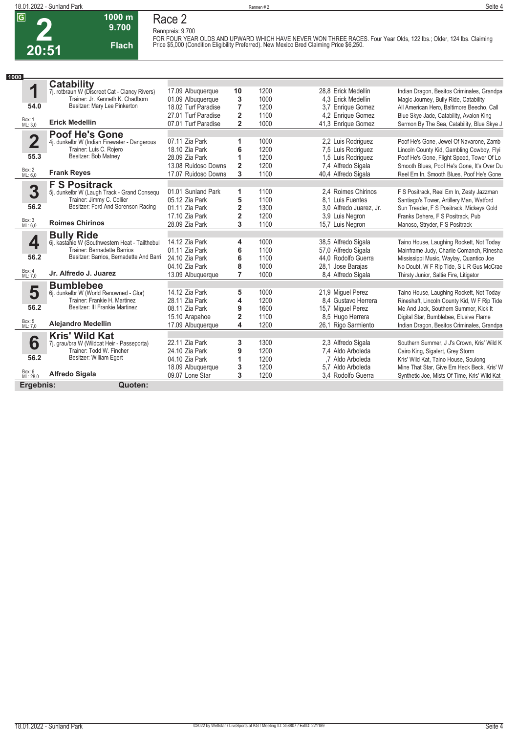# Race 2

**G** **2** **20:51** | **1000 m** | **9.700** | **Flach**

Rennpreis: 9.700

FOR FOUR YEAR OLDS AND UPWARD WHICH HAVE NEVER WON THREE RACES. Four Year Olds, 122 lbs.; Older, 124 lbs. Claiming Price $5,000 (Condition Eligibility Preferred). New Mexico Bred Claiming Price $6,250.

**1000**

| Nr. | Pferd | Datum / Bahn | Platz | Distanz | Quote / Reiter | Einlauf |
|---|---|---|---|---|---|---|
| **1** | **Catability**<br>7j. rotbraun W (Discreet Cat - Clancy Rivers)<br>Trainer: Jr. Kenneth K. Chadborn<br>Besitzer: Mary Lee Pinkerton<br>**54.0**<br>Box: 1 ML: 3,0<br>**Erick Medellin** | 17.09 Albuquerque | 10 | 1200 | 28,8 Erick Medellin | Indian Dragon, Besitos Criminales, Grandpa |
| | | 01.09 Albuquerque | 3 | 1000 | 4,3 Erick Medellin | Magic Journey, Bully Ride, Catability |
| | | 18.02 Turf Paradise | 7 | 1200 | 3,7 Enrique Gomez | All American Hero, Baltimore Beecho, Call |
| | | 27.01 Turf Paradise | 2 | 1100 | 4,2 Enrique Gomez | Blue Skye Jade, Catability, Avalon King |
| | | 07.01 Turf Paradise | 2 | 1000 | 41,3 Enrique Gomez | Sermon By The Sea, Catability, Blue Skye J |
| **2** | **Poof He's Gone**<br>4j. dunkelbr W (Indian Firewater - Dangerous<br>Trainer: Luis C. Rojero<br>Besitzer: Bob Matney<br>**55.3**<br>Box: 2 ML: 6,0<br>**Frank Reyes** | 07.11 Zia Park | 1 | 1000 | 2,2 Luis Rodriguez | Poof He's Gone, Jewel Of Navarone, Zamb |
| | | 18.10 Zia Park | 6 | 1200 | 7,5 Luis Rodriguez | Lincoln County Kid, Gambling Cowboy, Flyi |
| | | 28.09 Zia Park | 1 | 1200 | 1,5 Luis Rodriguez | Poof He's Gone, Flight Speed, Tower Of Lo |
| | | 13.08 Ruidoso Downs | 2 | 1200 | 7,4 Alfredo Sigala | Smooth Blues, Poof He's Gone, It's Over Du |
| | | 17.07 Ruidoso Downs | 3 | 1100 | 40,4 Alfredo Sigala | Reel Em In, Smooth Blues, Poof He's Gone |
| **3** | **F S Positrack**<br>5j. dunkelbr W (Laugh Track - Grand Consequ<br>Trainer: Jimmy C. Collier<br>Besitzer: Ford And Sorenson Racing<br>**56.2**<br>Box: 3 ML: 6,0<br>**Roimes Chirinos** | 01.01 Sunland Park | 1 | 1100 | 2,4 Roimes Chirinos | F S Positrack, Reel Em In, Zesty Jazzman |
| | | 05.12 Zia Park | 5 | 1100 | 8,1 Luis Fuentes | Santiago's Tower, Artillery Man, Watford |
| | | 01.11 Zia Park | 2 | 1300 | 3,0 Alfredo Juarez, Jr. | Sun Treader, F S Positrack, Mickeys Gold |
| | | 17.10 Zia Park | 2 | 1200 | 3,9 Luis Negron | Franks Dehere, F S Positrack, Pub |
| | | 28.09 Zia Park | 3 | 1100 | 15,7 Luis Negron | Manoso, Stryder, F S Positrack |
| **4** | **Bully Ride**<br>6j. kastanie W (Southwestern Heat - Tailthebul<br>Trainer: Bernadette Barrios<br>Besitzer: Barrios, Bernadette And Barri<br>**56.2**<br>Box: 4 ML: 7,0<br>**Jr. Alfredo J. Juarez** | 14.12 Zia Park | 4 | 1000 | 38,5 Alfredo Sigala | Taino House, Laughing Rockett, Not Today |
| | | 01.11 Zia Park | 6 | 1100 | 57,0 Alfredo Sigala | Mainframe Judy, Charlie Comanch, Rinesha |
| | | 24.10 Zia Park | 6 | 1100 | 44,0 Rodolfo Guerra | Mississippi Music, Wayl​ay, Quantico Joe |
| | | 04.10 Zia Park | 8 | 1000 | 28,1 Jose Barajas | No Doubt, W F Rip Tide, S L R Gus McCrae |
| | | 13.09 Albuquerque | 7 | 1000 | 8,4 Alfredo Sigala | Thirsty Junior, Saltie Fire, Litigator |
| **5** | **Bumblebee**<br>6j. dunkelbr W (World Renowned - Glor)<br>Trainer: Frankie H. Martinez<br>Besitzer: III Frankie Martinez<br>**56.2**<br>Box: 5 ML: 7,0<br>**Alejandro Medellin** | 14.12 Zia Park | 5 | 1000 | 21,9 Miguel Perez | Taino House, Laughing Rockett, Not Today |
| | | 28.11 Zia Park | 4 | 1200 | 8,4 Gustavo Herrera | Rineshaft, Lincoln County Kid, W F Rip Tide |
| | | 08.11 Zia Park | 9 | 1600 | 15,7 Miguel Perez | Me And Jack, Southern Summer, Kick It |
| | | 15.10 Arapahoe | 2 | 1100 | 8,5 Hugo Herrera | Digital Star, Bumblebee, Elusive Flame |
| | | 17.09 Albuquerque | 4 | 1200 | 26,1 Rigo Sarmiento | Indian Dragon, Besitos Criminales, Grandpa |
| **6** | **Kris' Wild Kat**<br>7j. grau/bra W (Wildcat Heir - Passeporta)<br>Trainer: Todd W. Fincher<br>Besitzer: William Egert<br>**56.2**<br>Box: 6 ML: 28,0<br>**Alfredo Sigala** | 22.11 Zia Park | 3 | 1300 | 2,3 Alfredo Sigala | Southern Summer, J J's Crown, Kris' Wild K |
| | | 24.10 Zia Park | 9 | 1200 | 7,4 Aldo Arboleda | Cairo King, Sigalert, Grey Storm |
| | | 04.10 Zia Park | 1 | 1200 | ,7 Aldo Arboleda | Kris' Wild Kat, Taino House, Soulong |
| | | 18.09 Albuquerque | 3 | 1200 | 5,7 Aldo Arboleda | Mine That Star, Give Em Heck Beck, Kris' W |
| | | 09.07 Lone Star | 3 | 1200 | 3,4 Rodolfo Guerra | Synthetic Joe, Mists Of Time, Kris' Wild Kat |

**Ergebnis:** **Quoten:**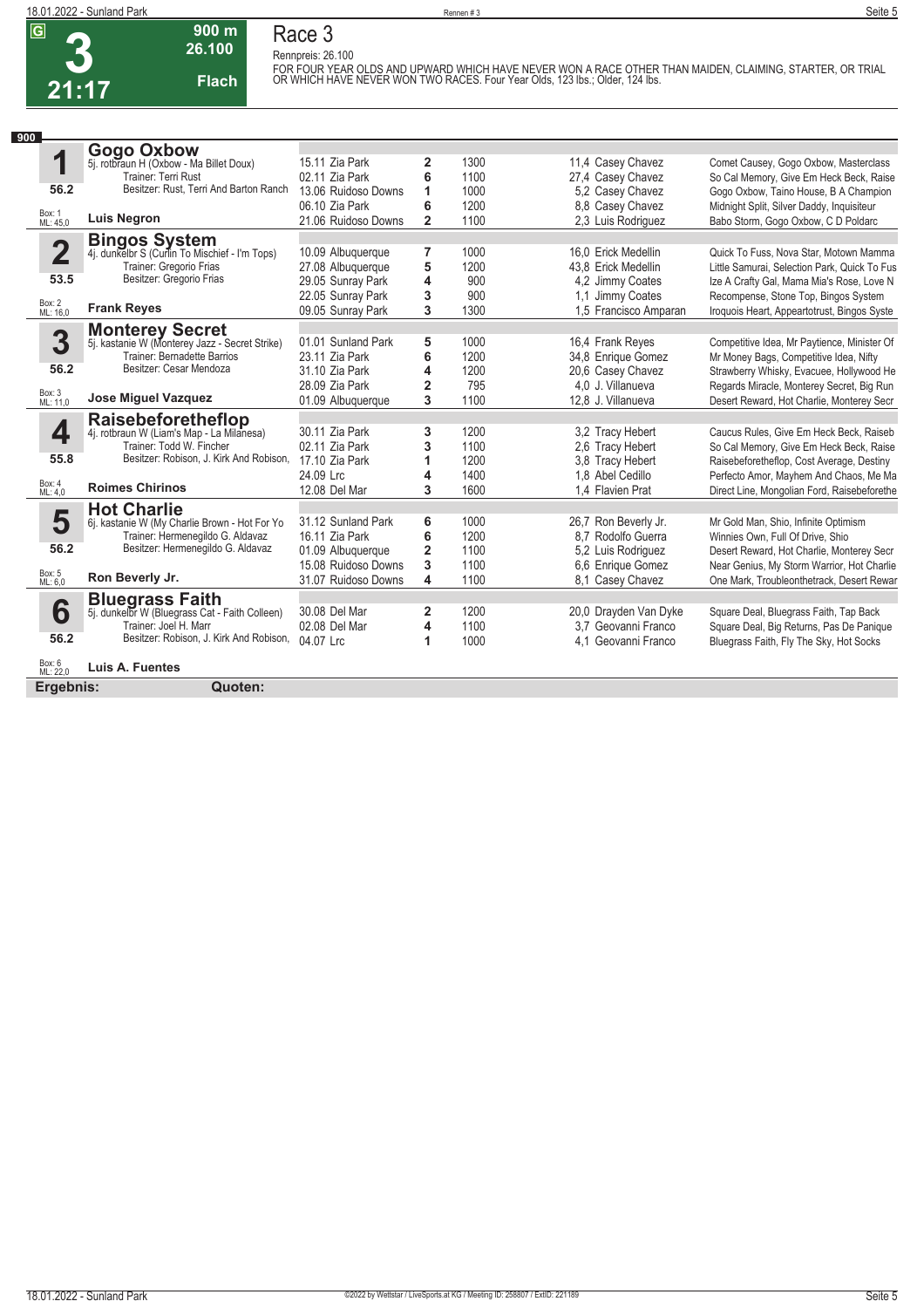# 3

**G** **21:17** | **900 m** | **26.100** | **Flach**

## Race 3

Rennpreis: 26.100

FOR FOUR YEAR OLDS AND UPWARD WHICH HAVE NEVER WON A RACE OTHER THAN MAIDEN, CLAIMING, STARTER, OR TRIAL OR WHICH HAVE NEVER WON TWO RACES. Four Year Olds, 123 lbs.; Older, 124 lbs.

**900**

### 1 Gogo Oxbow
5j. rotbraun H (Oxbow - Ma Billet Doux)
Trainer: Terri Rust
Besitzer: Rust, Terri And Barton Ranch
56.2
Box: 1 ML: 45,0
**Luis Negron**

| Datum | Platz | Rang | Distanz | Quote | Jockey | Einlauf |
|---|---|---|---|---|---|---|
| 15.11 | Zia Park | 2 | 1300 | 11,4 | Casey Chavez | Comet Causey, Gogo Oxbow, Masterclass |
| 02.11 | Zia Park | 6 | 1100 | 27,4 | Casey Chavez | So Cal Memory, Give Em Heck Beck, Raise |
| 13.06 | Ruidoso Downs | 1 | 1000 | 5,2 | Casey Chavez | Gogo Oxbow, Taino House, B A Champion |
| 06.10 | Zia Park | 6 | 1200 | 8,8 | Casey Chavez | Midnight Split, Silver Daddy, Inquisiteur |
| 21.06 | Ruidoso Downs | 2 | 1100 | 2,3 | Luis Rodriguez | Babo Storm, Gogo Oxbow, C D Poldarc |

### 2 Bingos System
4j. dunkelbr S (Curlin To Mischief - I'm Tops)
Trainer: Gregorio Frias
Besitzer: Gregorio Frias
53.5
Box: 2 ML: 16,0
**Frank Reyes**

| Datum | Platz | Rang | Distanz | Quote | Jockey | Einlauf |
|---|---|---|---|---|---|---|
| 10.09 | Albuquerque | 7 | 1000 | 16,0 | Erick Medellin | Quick To Fuss, Nova Star, Motown Mamma |
| 27.08 | Albuquerque | 5 | 1200 | 43,8 | Erick Medellin | Little Samurai, Selection Park, Quick To Fus |
| 29.05 | Sunray Park | 4 | 900 | 4,2 | Jimmy Coates | Ize A Crafty Gal, Mama Mia's Rose, Love N |
| 22.05 | Sunray Park | 3 | 900 | 1,1 | Jimmy Coates | Recompense, Stone Top, Bingos System |
| 09.05 | Sunray Park | 3 | 1300 | 1,5 | Francisco Amparan | Iroquois Heart, Appeartotrust, Bingos Syste |

### 3 Monterey Secret
5j. kastanie W (Monterey Jazz - Secret Strike)
Trainer: Bernadette Barrios
Besitzer: Cesar Mendoza
56.2
Box: 3 ML: 11,0
**Jose Miguel Vazquez**

| Datum | Platz | Rang | Distanz | Quote | Jockey | Einlauf |
|---|---|---|---|---|---|---|
| 01.01 | Sunland Park | 5 | 1000 | 16,4 | Frank Reyes | Competitive Idea, Mr Paytience, Minister Of |
| 23.11 | Zia Park | 6 | 1200 | 34,8 | Enrique Gomez | Mr Money Bags, Competitive Idea, Nifty |
| 31.10 | Zia Park | 4 | 1200 | 20,6 | Casey Chavez | Strawberry Whisky, Evacuee, Hollywood He |
| 28.09 | Zia Park | 2 | 795 | 4,0 | J. Villanueva | Regards Miracle, Monterey Secret, Big Run |
| 01.09 | Albuquerque | 3 | 1100 | 12,8 | J. Villanueva | Desert Reward, Hot Charlie, Monterey Secr |

### 4 Raisebeforetheflop
4j. rotbraun W (Liam's Map - La Milanesa)
Trainer: Todd W. Fincher
Besitzer: Robison, J. Kirk And Robison,
55.8
Box: 4 ML: 4,0
**Roimes Chirinos**

| Datum | Platz | Rang | Distanz | Quote | Jockey | Einlauf |
|---|---|---|---|---|---|---|
| 30.11 | Zia Park | 3 | 1200 | 3,2 | Tracy Hebert | Caucus Rules, Give Em Heck Beck, Raiseb |
| 02.11 | Zia Park | 3 | 1100 | 2,6 | Tracy Hebert | So Cal Memory, Give Em Heck Beck, Raise |
| 17.10 | Zia Park | 1 | 1200 | 3,8 | Tracy Hebert | Raisebeforetheflop, Cost Average, Destiny |
| 24.09 | Lrc | 4 | 1400 | 1,8 | Abel Cedillo | Perfecto Amor, Mayhem And Chaos, Me Ma |
| 12.08 | Del Mar | 3 | 1600 | 1,4 | Flavien Prat | Direct Line, Mongolian Ford, Raisebeforethe |

### 5 Hot Charlie
6j. kastanie W (My Charlie Brown - Hot For Yo
Trainer: Hermenegildo G. Aldavaz
Besitzer: Hermenegildo G. Aldavaz
56.2
Box: 5 ML: 6,0
**Ron Beverly Jr.**

| Datum | Platz | Rang | Distanz | Quote | Jockey | Einlauf |
|---|---|---|---|---|---|---|
| 31.12 | Sunland Park | 6 | 1000 | 26,7 | Ron Beverly Jr. | Mr Gold Man, Shio, Infinite Optimism |
| 16.11 | Zia Park | 6 | 1200 | 8,7 | Rodolfo Guerra | Winnies Own, Full Of Drive, Shio |
| 01.09 | Albuquerque | 2 | 1100 | 5,2 | Luis Rodriguez | Desert Reward, Hot Charlie, Monterey Secr |
| 15.08 | Ruidoso Downs | 3 | 1100 | 6,6 | Enrique Gomez | Near Genius, My Storm Warrior, Hot Charlie |
| 31.07 | Ruidoso Downs | 4 | 1100 | 8,1 | Casey Chavez | One Mark, Troubleonthetrack, Desert Rewar |

### 6 Bluegrass Faith
5j. dunkelbr W (Bluegrass Cat - Faith Colleen)
Trainer: Joel H. Marr
Besitzer: Robison, J. Kirk And Robison,
56.2
Box: 6 ML: 22,0
**Luis A. Fuentes**

| Datum | Platz | Rang | Distanz | Quote | Jockey | Einlauf |
|---|---|---|---|---|---|---|
| 30.08 | Del Mar | 2 | 1200 | 20,0 | Drayden Van Dyke | Square Deal, Bluegrass Faith, Tap Back |
| 02.08 | Del Mar | 4 | 1100 | 3,7 | Geovanni Franco | Square Deal, Big Returns, Pas De Panique |
| 04.07 | Lrc | 1 | 1000 | 4,1 | Geovanni Franco | Bluegrass Faith, Fly The Sky, Hot Socks |

**Ergebnis:** **Quoten:**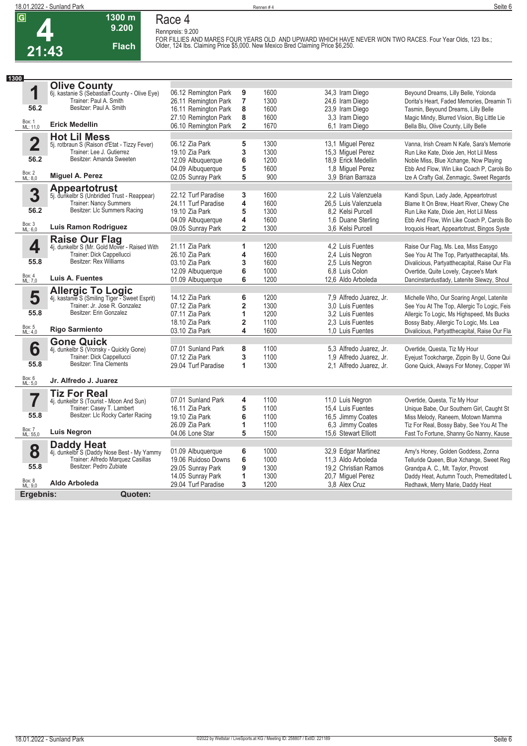# Race 4

**G** **4** **21:43** — 1300 m — 9.200 — Flach

Rennpreis: 9.200

FOR FILLIES AND MARES FOUR YEARS OLD AND UPWARD WHICH HAVE NEVER WON TWO RACES. Four Year Olds, 123 lbs.; Older, 124 lbs. Claiming Price $5,000. New Mexico Bred Claiming Price $6,250.

**1300**

## 1 Olive County

6j. kastanie S (Sebastian County - Olive Eye)
Trainer: Paul A. Smith
Besitzer: Paul A. Smith
56.2
Box: 1 ML: 11,0
**Erick Medellin**

| Datum | Bahn | Platz | Distanz | Quote / Jockey | Einlauf |
|---|---|---|---|---|---|
| 06.12 | Remington Park | 9 | 1600 | 34,3 Iram Diego | Beyound Dreams, Lilly Belle, Yolonda |
| 26.11 | Remington Park | 7 | 1300 | 24,6 Iram Diego | Dorita's Heart, Faded Memories, Dreamin Ti |
| 16.11 | Remington Park | 8 | 1600 | 23,9 Iram Diego | Tasmin, Beyound Dreams, Lilly Belle |
| 27.10 | Remington Park | 8 | 1600 | 3,3 Iram Diego | Magic Mindy, Blurred Vision, Big Little Lie |
| 06.10 | Remington Park | 2 | 1670 | 6,1 Iram Diego | Bella Blu, Olive County, Lilly Belle |

## 2 Hot Lil Mess

5j. rotbraun S (Raison d'Etat - Tizzy Fever)
Trainer: Lee J. Gutierrez
Besitzer: Amanda Sweeten
56.2
Box: 2 ML: 8,0
**Miguel A. Perez**

| Datum | Bahn | Platz | Distanz | Quote / Jockey | Einlauf |
|---|---|---|---|---|---|
| 06.12 | Zia Park | 5 | 1300 | 13,1 Miguel Perez | Vanna, Irish Cream N Kafe, Sara's Memorie |
| 19.10 | Zia Park | 3 | 1300 | 15,3 Miguel Perez | Run Like Kate, Dixie Jen, Hot Lil Mess |
| 12.09 | Albuquerque | 6 | 1200 | 18,9 Erick Medellin | Noble Miss, Blue Xchange, Now Playing |
| 04.09 | Albuquerque | 5 | 1600 | 1,8 Miguel Perez | Ebb And Flow, Win Like Coach P, Carols Bo |
| 02.05 | Sunray Park | 5 | 900 | 3,9 Brian Barraza | Ize A Crafty Gal, Zenmagic, Sweet Regards |

## 3 Appeartotrust

5j. dunkelbr S (Unbridled Trust - Reappear)
Trainer: Nancy Summers
Besitzer: Llc Summers Racing
56.2
Box: 3 ML: 6,0
**Luis Ramon Rodriguez**

| Datum | Bahn | Platz | Distanz | Quote / Jockey | Einlauf |
|---|---|---|---|---|---|
| 22.12 | Turf Paradise | 3 | 1600 | 2,2 Luis Valenzuela | Kandi Spun, Lady Jade, Appeartotrust |
| 24.11 | Turf Paradise | 4 | 1600 | 26,5 Luis Valenzuela | Blame It On Brew, Heart River, Chewy Che |
| 19.10 | Zia Park | 5 | 1300 | 8,2 Kelsi Purcell | Run Like Kate, Dixie Jen, Hot Lil Mess |
| 04.09 | Albuquerque | 4 | 1600 | 1,6 Duane Sterling | Ebb And Flow, Win Like Coach P, Carols Bo |
| 09.05 | Sunray Park | 2 | 1300 | 3,6 Kelsi Purcell | Iroquois Heart, Appeartotrust, Bingos Syste |

## 4 Raise Our Flag

4j. dunkelbr S (Mr. Gold Mover - Raised With
Trainer: Dick Cappellucci
Besitzer: Rex Williams
55.8
Box: 4 ML: 7,0
**Luis A. Fuentes**

| Datum | Bahn | Platz | Distanz | Quote / Jockey | Einlauf |
|---|---|---|---|---|---|
| 21.11 | Zia Park | 1 | 1200 | 4,2 Luis Fuentes | Raise Our Flag, Ms. Lea, Miss Easygo |
| 26.10 | Zia Park | 4 | 1600 | 2,4 Luis Negron | See You At The Top, Partyatthecapital, Ms. |
| 03.10 | Zia Park | 3 | 1600 | 2,5 Luis Negron | Divalicious, Partyatthecapital, Raise Our Fla |
| 12.09 | Albuquerque | 6 | 1000 | 6,8 Luis Colon | Overtide, Quite Lovely, Caycee's Mark |
| 01.09 | Albuquerque | 6 | 1200 | 12,6 Aldo Arboleda | Dancinstardustlady, Latenite Slewzy, Shoul |

## 5 Allergic To Logic

4j. kastanie S (Smiling Tiger - Sweet Esprit)
Trainer: Jr. Jose R. Gonzalez
Besitzer: Erin Gonzalez
55.8
Box: 5 ML: 4,0
**Rigo Sarmiento**

| Datum | Bahn | Platz | Distanz | Quote / Jockey | Einlauf |
|---|---|---|---|---|---|
| 14.12 | Zia Park | 6 | 1200 | 7,9 Alfredo Juarez, Jr. | Michelle Who, Our Soaring Angel, Latenite |
| 07.12 | Zia Park | 2 | 1300 | 3,0 Luis Fuentes | See You At The Top, Allergic To Logic, Feis |
| 07.11 | Zia Park | 1 | 1200 | 3,2 Luis Fuentes | Allergic To Logic, Ms Highspeed, Ms Bucks |
| 18.10 | Zia Park | 2 | 1100 | 2,3 Luis Fuentes | Bossy Baby, Allergic To Logic, Ms. Lea |
| 03.10 | Zia Park | 4 | 1600 | 1,0 Luis Fuentes | Divalicious, Partyatthecapital, Raise Our Fla |

## 6 Gone Quick

4j. dunkelbr S (Vronsky - Quickly Gone)
Trainer: Dick Cappellucci
Besitzer: Tina Clements
55.8
Box: 6 ML: 5,0
**Jr. Alfredo J. Juarez**

| Datum | Bahn | Platz | Distanz | Quote / Jockey | Einlauf |
|---|---|---|---|---|---|
| 07.01 | Sunland Park | 8 | 1100 | 5,3 Alfredo Juarez, Jr. | Overtide, Questa, Tiz My Hour |
| 07.12 | Zia Park | 3 | 1100 | 1,9 Alfredo Juarez, Jr. | Eyejust Tookcharge, Zippin By U, Gone Qui |
| 29.04 | Turf Paradise | 1 | 1300 | 2,1 Alfredo Juarez, Jr. | Gone Quick, Always For Money, Copper Wi |

## 7 Tiz For Real

4j. dunkelbr S (Tourist - Moon And Sun)
Trainer: Casey T. Lambert
Besitzer: Llc Rocky Carter Racing
55.8
Box: 7 ML: 55,0
**Luis Negron**

| Datum | Bahn | Platz | Distanz | Quote / Jockey | Einlauf |
|---|---|---|---|---|---|
| 07.01 | Sunland Park | 4 | 1100 | 11,0 Luis Negron | Overtide, Questa, Tiz My Hour |
| 16.11 | Zia Park | 5 | 1100 | 15,4 Luis Fuentes | Unique Babe, Our Southern Girl, Caught St |
| 19.10 | Zia Park | 6 | 1100 | 16,5 Jimmy Coates | Miss Melody, Raneem, Motown Mamma |
| 26.09 | Zia Park | 1 | 1100 | 6,3 Jimmy Coates | Tiz For Real, Bossy Baby, See You At The |
| 04.06 | Lone Star | 5 | 1500 | 15,6 Stewart Elliott | Fast To Fortune, Shanny Go Nanny, Kause |

## 8 Daddy Heat

4j. dunkelbr S (Daddy Nose Best - My Yammy
Trainer: Alfredo Marquez Casillas
Besitzer: Pedro Zubiate
55.8
Box: 8 ML: 9,0
**Aldo Arboleda**

| Datum | Bahn | Platz | Distanz | Quote / Jockey | Einlauf |
|---|---|---|---|---|---|
| 01.09 | Albuquerque | 6 | 1000 | 32,9 Edgar Martinez | Amy's Honey, Golden Goddess, Zonna |
| 19.06 | Ruidoso Downs | 6 | 1000 | 11,3 Aldo Arboleda | Telluride Queen, Blue Xchange, Sweet Reg |
| 29.05 | Sunray Park | 9 | 1300 | 19,2 Christian Ramos | Grandpa A. C., Mt. Taylor, Provost |
| 14.05 | Sunray Park | 1 | 1300 | 20,7 Miguel Perez | Daddy Heat, Autumn Touch, Premeditated L |
| 29.04 | Turf Paradise | 3 | 1200 | 3,8 Alex Cruz | Redhawk, Merry Marie, Daddy Heat |

**Ergebnis:** **Quoten:**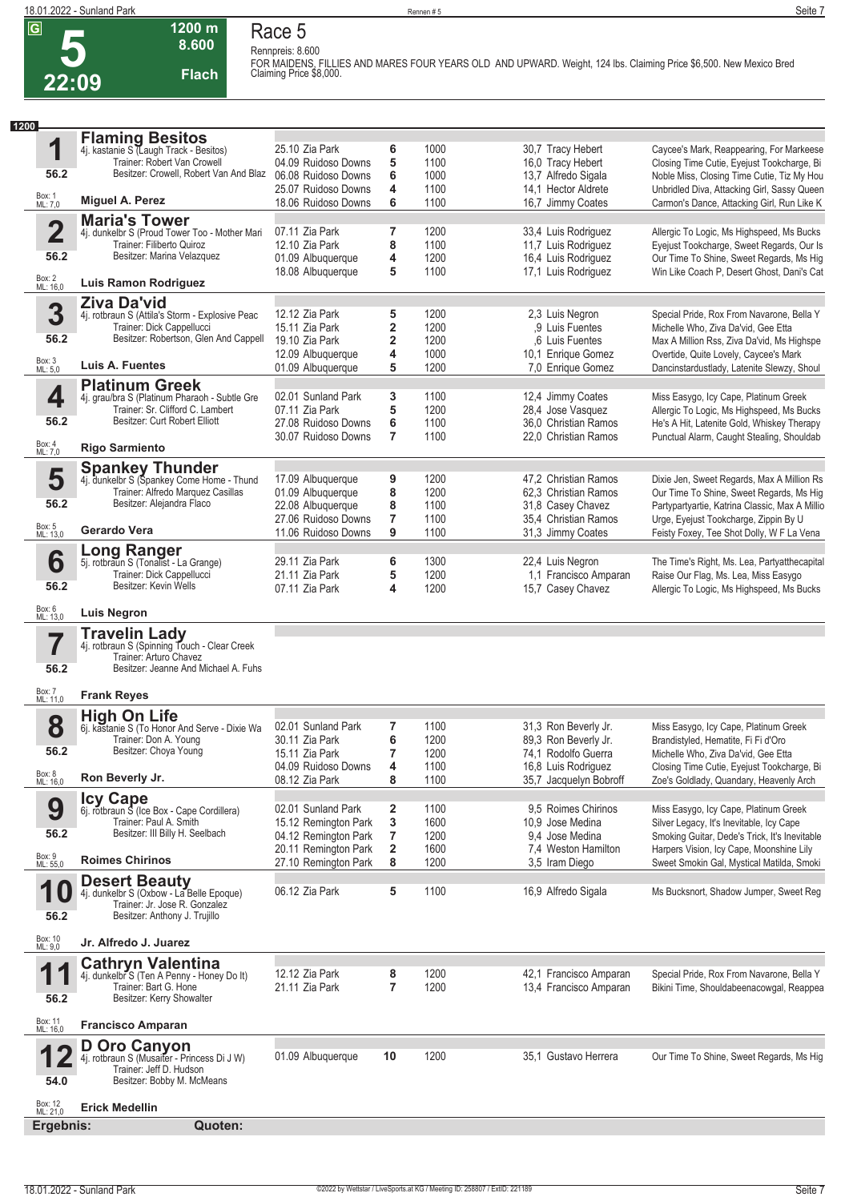# Race 5

**5** | **22:09** | **1200 m** | **8.600** | **Flach**

Rennpreis: 8.600

FOR MAIDENS, FILLIES AND MARES FOUR YEARS OLD AND UPWARD. Weight, 124 lbs. Claiming Price $6,500. New Mexico Bred Claiming Price $8,000.

**1200**

## 1 Flaming Besitos
4j. kastanie S (Laugh Track - Besitos)
Trainer: Robert Van Crowell
Besitzer: Crowell, Robert Van And Blaz
56.2
Box: 1 ML: 7,0
**Miguel A. Perez**

| Datum | Platz | | Distanz | Quote / Jockey | Ergebnis |
|---|---|---|---|---|---|
| 25.10 | Zia Park | 6 | 1000 | 30,7 Tracy Hebert | Caycee's Mark, Reappearing, For Markeese |
| 04.09 | Ruidoso Downs | 5 | 1100 | 16,0 Tracy Hebert | Closing Time Cutie, Eyejust Tookcharge, Bi |
| 06.08 | Ruidoso Downs | 6 | 1000 | 13,7 Alfredo Sigala | Noble Miss, Closing Time Cutie, Tiz My Hou |
| 25.07 | Ruidoso Downs | 4 | 1100 | 14,1 Hector Aldrete | Unbridled Diva, Attacking Girl, Sassy Queen |
| 18.06 | Ruidoso Downs | 6 | 1100 | 16,7 Jimmy Coates | Carmon's Dance, Attacking Girl, Run Like K |

## 2 Maria's Tower
4j. dunkelbr S (Proud Tower Too - Mother Mari
Trainer: Filiberto Quiroz
Besitzer: Marina Velazquez
56.2
Box: 2 ML: 16,0
**Luis Ramon Rodriguez**

| Datum | Platz | | Distanz | Quote / Jockey | Ergebnis |
|---|---|---|---|---|---|
| 07.11 | Zia Park | 7 | 1200 | 33,4 Luis Rodriguez | Allergic To Logic, Ms Highspeed, Ms Bucks |
| 12.10 | Zia Park | 8 | 1100 | 11,7 Luis Rodriguez | Eyejust Tookcharge, Sweet Regards, Our Is |
| 01.09 | Albuquerque | 4 | 1200 | 16,4 Luis Rodriguez | Our Time To Shine, Sweet Regards, Ms Hig |
| 18.08 | Albuquerque | 5 | 1100 | 17,1 Luis Rodriguez | Win Like Coach P, Desert Ghost, Dani's Cat |

## 3 Ziva Da'vid
4j. rotbraun S (Attila's Storm - Explosive Peac
Trainer: Dick Cappellucci
Besitzer: Robertson, Glen And Cappell
56.2
Box: 3 ML: 5,0
**Luis A. Fuentes**

| Datum | Platz | | Distanz | Quote / Jockey | Ergebnis |
|---|---|---|---|---|---|
| 12.12 | Zia Park | 5 | 1200 | 2,3 Luis Negron | Special Pride, Rox From Navarone, Bella Y |
| 15.11 | Zia Park | 2 | 1200 | ,9 Luis Fuentes | Michelle Who, Ziva Da'vid, Gee Etta |
| 19.10 | Zia Park | 2 | 1200 | ,6 Luis Fuentes | Max A Million Rss, Ziva Da'vid, Ms Highspe |
| 12.09 | Albuquerque | 4 | 1000 | 10,1 Enrique Gomez | Overtide, Quite Lovely, Caycee's Mark |
| 01.09 | Albuquerque | 5 | 1200 | 7,0 Enrique Gomez | Dancinstardustlady, Latenite Slewzy, Shoul |

## 4 Platinum Greek
4j. grau/bra S (Platinum Pharaoh - Subtle Gre
Trainer: Sr. Clifford C. Lambert
Besitzer: Curt Robert Elliott
56.2
Box: 4 ML: 7,0
**Rigo Sarmiento**

| Datum | Platz | | Distanz | Quote / Jockey | Ergebnis |
|---|---|---|---|---|---|
| 02.01 | Sunland Park | 3 | 1100 | 12,4 Jimmy Coates | Miss Easygo, Icy Cape, Platinum Greek |
| 07.11 | Zia Park | 5 | 1200 | 28,4 Jose Vasquez | Allergic To Logic, Ms Highspeed, Ms Bucks |
| 27.08 | Ruidoso Downs | 6 | 1100 | 36,0 Christian Ramos | He's A Hit, Latenite Gold, Whiskey Therapy |
| 30.07 | Ruidoso Downs | 7 | 1100 | 22,0 Christian Ramos | Punctual Alarm, Caught Stealing, Shouldab |

## 5 Spankey Thunder
4j. dunkelbr S (Spankey Come Home - Thund
Trainer: Alfredo Marquez Casillas
Besitzer: Alejandra Flaco
56.2
Box: 5 ML: 13,0
**Gerardo Vera**

| Datum | Platz | | Distanz | Quote / Jockey | Ergebnis |
|---|---|---|---|---|---|
| 17.09 | Albuquerque | 9 | 1200 | 47,2 Christian Ramos | Dixie Jen, Sweet Regards, Max A Million Rs |
| 01.09 | Albuquerque | 8 | 1200 | 62,3 Christian Ramos | Our Time To Shine, Sweet Regards, Ms Hig |
| 22.08 | Albuquerque | 8 | 1100 | 31,8 Casey Chavez | Partypartyartie, Katrina Classic, Max A Millio |
| 27.06 | Ruidoso Downs | 7 | 1100 | 35,4 Christian Ramos | Urge, Eyejust Tookcharge, Zippin By U |
| 11.06 | Ruidoso Downs | 9 | 1100 | 31,3 Jimmy Coates | Feisty Foxey, Tee Shot Dolly, W F La Vena |

## 6 Long Ranger
5j. rotbraun S (Tonalist - La Grange)
Trainer: Dick Cappellucci
Besitzer: Kevin Wells
56.2
Box: 6 ML: 13,0
**Luis Negron**

| Datum | Platz | | Distanz | Quote / Jockey | Ergebnis |
|---|---|---|---|---|---|
| 29.11 | Zia Park | 6 | 1300 | 22,4 Luis Negron | The Time's Right, Ms. Lea, Partyatthecapital |
| 21.11 | Zia Park | 5 | 1200 | 1,1 Francisco Amparan | Raise Our Flag, Ms. Lea, Miss Easygo |
| 07.11 | Zia Park | 4 | 1200 | 15,7 Casey Chavez | Allergic To Logic, Ms Highspeed, Ms Bucks |

## 7 Travelin Lady
4j. rotbraun S (Spinning Touch - Clear Creek
Trainer: Arturo Chavez
Besitzer: Jeanne And Michael A. Fuhs
56.2
Box: 7 ML: 11,0
**Frank Reyes**

## 8 High On Life
6j. kastanie S (To Honor And Serve - Dixie Wa
Trainer: Don A. Young
Besitzer: Choya Young
56.2
Box: 8 ML: 16,0
**Ron Beverly Jr.**

| Datum | Platz | | Distanz | Quote / Jockey | Ergebnis |
|---|---|---|---|---|---|
| 02.01 | Sunland Park | 7 | 1100 | 31,3 Ron Beverly Jr. | Miss Easygo, Icy Cape, Platinum Greek |
| 30.11 | Zia Park | 6 | 1200 | 89,3 Ron Beverly Jr. | Brandistyled, Hematite, Fi Fi d'Oro |
| 15.11 | Zia Park | 7 | 1200 | 74,1 Rodolfo Guerra | Michelle Who, Ziva Da'vid, Gee Etta |
| 04.09 | Ruidoso Downs | 4 | 1100 | 16,8 Luis Rodriguez | Closing Time Cutie, Eyejust Tookcharge, Bi |
| 08.12 | Zia Park | 8 | 1100 | 35,7 Jacquelyn Bobroff | Zoe's Goldlady, Quandary, Heavenly Arch |

## 9 Icy Cape
6j. rotbraun S (Ice Box - Cape Cordillera)
Trainer: Paul A. Smith
Besitzer: III Billy H. Seelbach
56.2
Box: 9 ML: 55,0
**Roimes Chirinos**

| Datum | Platz | | Distanz | Quote / Jockey | Ergebnis |
|---|---|---|---|---|---|
| 02.01 | Sunland Park | 2 | 1100 | 9,5 Roimes Chirinos | Miss Easygo, Icy Cape, Platinum Greek |
| 15.12 | Remington Park | 3 | 1600 | 10,9 Jose Medina | Silver Legacy, It's Inevitable, Icy Cape |
| 04.12 | Remington Park | 7 | 1200 | 9,4 Jose Medina | Smoking Guitar, Dede's Trick, It's Inevitable |
| 20.11 | Remington Park | 2 | 1600 | 7,4 Weston Hamilton | Harpers Vision, Icy Cape, Moonshine Lily |
| 27.10 | Remington Park | 8 | 1200 | 3,5 Iram Diego | Sweet Smokin Gal, Mystical Matilda, Smoki |

## 10 Desert Beauty
4j. dunkelbr S (Oxbow - La Belle Epoque)
Trainer: Jr. Jose R. Gonzalez
Besitzer: Anthony J. Trujillo
56.2
Box: 10 ML: 9,0
**Jr. Alfredo J. Juarez**

| Datum | Platz | | Distanz | Quote / Jockey | Ergebnis |
|---|---|---|---|---|---|
| 06.12 | Zia Park | 5 | 1100 | 16,9 Alfredo Sigala | Ms Bucksnort, Shadow Jumper, Sweet Reg |

## 11 Cathryn Valentina
4j. dunkelbr S (Ten A Penny - Honey Do It)
Trainer: Bart G. Hone
Besitzer: Kerry Showalter
56.2
Box: 11 ML: 16,0
**Francisco Amparan**

| Datum | Platz | | Distanz | Quote / Jockey | Ergebnis |
|---|---|---|---|---|---|
| 12.12 | Zia Park | 8 | 1200 | 42,1 Francisco Amparan | Special Pride, Rox From Navarone, Bella Y |
| 21.11 | Zia Park | 7 | 1200 | 13,4 Francisco Amparan | Bikini Time, Shouldabeenacowgal, Reappea |

## 12 D Oro Canyon
4j. rotbraun S (Musaifer - Princess Di J W)
Trainer: Jeff D. Hudson
Besitzer: Bobby M. McMeans
54.0
Box: 12 ML: 21,0
**Erick Medellin**

| Datum | Platz | | Distanz | Quote / Jockey | Ergebnis |
|---|---|---|---|---|---|
| 01.09 | Albuquerque | 10 | 1200 | 35,1 Gustavo Herrera | Our Time To Shine, Sweet Regards, Ms Hig |

**Ergebnis:** **Quoten:**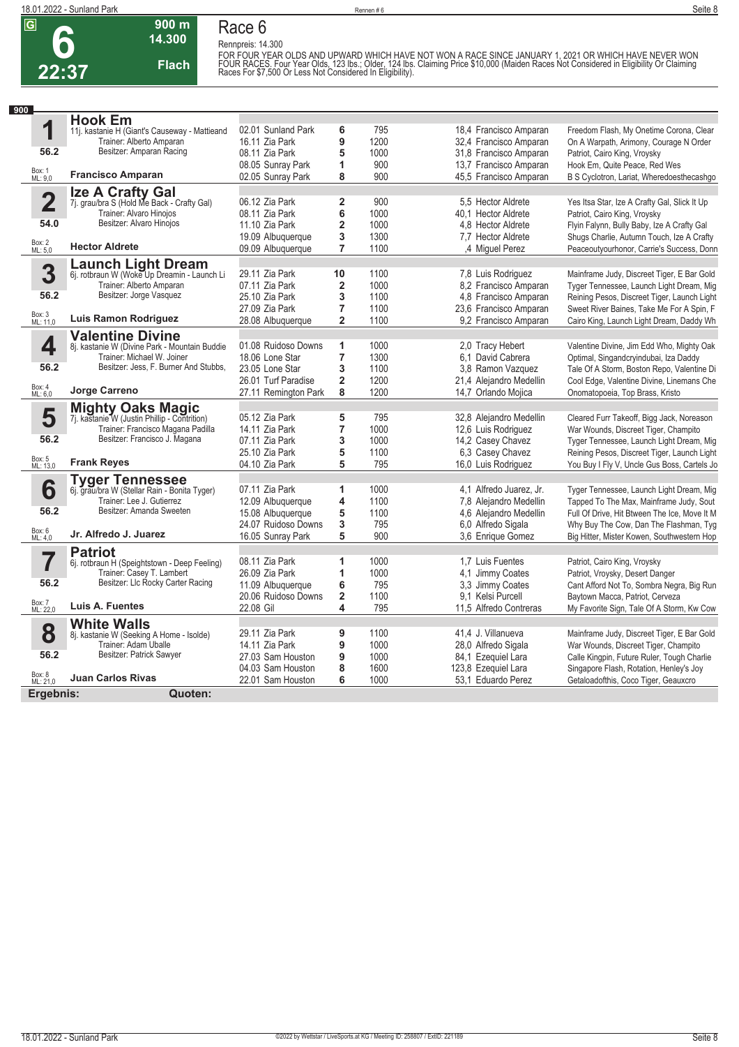# Race 6

**6** | 22:37 | G | 900 m | 14.300 | Flach

Rennpreis: 14.300

FOR FOUR YEAR OLDS AND UPWARD WHICH HAVE NOT WON A RACE SINCE JANUARY 1, 2021 OR WHICH HAVE NEVER WON FOUR RACES. Four Year Olds, 123 lbs.; Older, 124 lbs. Claiming Price $10,000 (Maiden Races Not Considered in Eligibility Or Claiming Races For $7,500 Or Less Not Considered In Eligibility).

**900**

## 1 Hook Em
11j. kastanie H (Giant's Causeway - Mattieand)
Trainer: Alberto Amparan
Besitzer: Amparan Racing
56.2 | Box: 1 | ML: 9,0
**Francisco Amparan**

| Datum | Bahn | Pl. | Distanz | Quote / Jockey | Einlauf |
|---|---|---|---|---|---|
| 02.01 | Sunland Park | 6 | 795 | 18,4 Francisco Amparan | Freedom Flash, My Onetime Corona, Clear |
| 16.11 | Zia Park | 9 | 1200 | 32,4 Francisco Amparan | On A Warpath, Arimony, Courage N Order |
| 08.11 | Zia Park | 5 | 1000 | 31,8 Francisco Amparan | Patriot, Cairo King, Vroysky |
| 08.05 | Sunray Park | 1 | 900 | 13,7 Francisco Amparan | Hook Em, Quite Peace, Red Wes |
| 02.05 | Sunray Park | 8 | 900 | 45,5 Francisco Amparan | B S Cyclotron, Lariat, Wheredoesthecashgo |

## 2 Ize A Crafty Gal
7j. grau/bra S (Hold Me Back - Crafty Gal)
Trainer: Alvaro Hinojos
Besitzer: Alvaro Hinojos
54.0 | Box: 2 | ML: 5,0
**Hector Aldrete**

| Datum | Bahn | Pl. | Distanz | Quote / Jockey | Einlauf |
|---|---|---|---|---|---|
| 06.12 | Zia Park | 2 | 900 | 5,5 Hector Aldrete | Yes Itsa Star, Ize A Crafty Gal, Slick It Up |
| 08.11 | Zia Park | 6 | 1000 | 40,1 Hector Aldrete | Patriot, Cairo King, Vroysky |
| 11.10 | Zia Park | 2 | 1000 | 4,8 Hector Aldrete | Flyin Falynn, Bully Baby, Ize A Crafty Gal |
| 19.09 | Albuquerque | 3 | 1300 | 7,7 Hector Aldrete | Shugs Charlie, Autumn Touch, Ize A Crafty |
| 09.09 | Albuquerque | 7 | 1100 | ,4 Miguel Perez | Peaceoutyourhonor, Carrie's Success, Donn |

## 3 Launch Light Dream
6j. rotbraun W (Woke Up Dreamin - Launch Li)
Trainer: Alberto Amparan
Besitzer: Jorge Vasquez
56.2 | Box: 3 | ML: 11,0
**Luis Ramon Rodriguez**

| Datum | Bahn | Pl. | Distanz | Quote / Jockey | Einlauf |
|---|---|---|---|---|---|
| 29.11 | Zia Park | 10 | 1100 | 7,8 Luis Rodriguez | Mainframe Judy, Discreet Tiger, E Bar Gold |
| 07.11 | Zia Park | 2 | 1000 | 8,2 Francisco Amparan | Tyger Tennessee, Launch Light Dream, Mig |
| 25.10 | Zia Park | 3 | 1100 | 4,8 Francisco Amparan | Reining Pesos, Discreet Tiger, Launch Light |
| 27.09 | Zia Park | 7 | 1100 | 23,6 Francisco Amparan | Sweet River Baines, Take Me For A Spin, F |
| 28.08 | Albuquerque | 2 | 1100 | 9,2 Francisco Amparan | Cairo King, Launch Light Dream, Daddy Wh |

## 4 Valentine Divine
8j. kastanie W (Divine Park - Mountain Buddie)
Trainer: Michael W. Joiner
Besitzer: Jess, F. Burner And Stubbs,
56.2 | Box: 4 | ML: 6,0
**Jorge Carreno**

| Datum | Bahn | Pl. | Distanz | Quote / Jockey | Einlauf |
|---|---|---|---|---|---|
| 01.08 | Ruidoso Downs | 1 | 1000 | 2,0 Tracy Hebert | Valentine Divine, Jim Edd Who, Mighty Oak |
| 18.06 | Lone Star | 7 | 1300 | 6,1 David Cabrera | Optimal, Singandcryindubai, Iza Daddy |
| 23.05 | Lone Star | 3 | 1100 | 3,8 Ramon Vazquez | Tale Of A Storm, Boston Repo, Valentine Di |
| 26.01 | Turf Paradise | 2 | 1200 | 21,4 Alejandro Medellin | Cool Edge, Valentine Divine, Linemans Che |
| 27.11 | Remington Park | 8 | 1200 | 14,7 Orlando Mojica | Onomatopoeia, Top Brass, Kristo |

## 5 Mighty Oaks Magic
7j. kastanie W (Justin Phillip - Contrition)
Trainer: Francisco Magana Padilla
Besitzer: Francisco J. Magana
56.2 | Box: 5 | ML: 13,0
**Frank Reyes**

| Datum | Bahn | Pl. | Distanz | Quote / Jockey | Einlauf |
|---|---|---|---|---|---|
| 05.12 | Zia Park | 5 | 795 | 32,8 Alejandro Medellin | Cleared Furr Takeoff, Bigg Jack, Noreason |
| 14.11 | Zia Park | 7 | 1000 | 12,6 Luis Rodriguez | War Wounds, Discreet Tiger, Champito |
| 07.11 | Zia Park | 3 | 1000 | 14,2 Casey Chavez | Tyger Tennessee, Launch Light Dream, Mig |
| 25.10 | Zia Park | 5 | 1100 | 6,3 Casey Chavez | Reining Pesos, Discreet Tiger, Launch Light |
| 04.10 | Zia Park | 5 | 795 | 16,0 Luis Rodriguez | You Buy I Fly V, Uncle Gus Boss, Cartels Jo |

## 6 Tyger Tennessee
6j. grau/bra W (Stellar Rain - Bonita Tyger)
Trainer: Lee J. Gutierrez
Besitzer: Amanda Sweeten
56.2 | Box: 6 | ML: 4,0
**Jr. Alfredo J. Juarez**

| Datum | Bahn | Pl. | Distanz | Quote / Jockey | Einlauf |
|---|---|---|---|---|---|
| 07.11 | Zia Park | 1 | 1000 | 4,1 Alfredo Juarez, Jr. | Tyger Tennessee, Launch Light Dream, Mig |
| 12.09 | Albuquerque | 4 | 1100 | 7,8 Alejandro Medellin | Tapped To The Max, Mainframe Judy, Sout |
| 15.08 | Albuquerque | 5 | 1100 | 4,6 Alejandro Medellin | Full Of Drive, Hit Btween The Ice, Move It M |
| 24.07 | Ruidoso Downs | 3 | 795 | 6,0 Alfredo Sigala | Why Buy The Cow, Dan The Flashman, Tyg |
| 16.05 | Sunray Park | 5 | 900 | 3,6 Enrique Gomez | Big Hitter, Mister Kowen, Southwestern Hop |

## 7 Patriot
6j. rotbraun H (Speightstown - Deep Feeling)
Trainer: Casey T. Lambert
Besitzer: Llc Rocky Carter Racing
56.2 | Box: 7 | ML: 22,0
**Luis A. Fuentes**

| Datum | Bahn | Pl. | Distanz | Quote / Jockey | Einlauf |
|---|---|---|---|---|---|
| 08.11 | Zia Park | 1 | 1000 | 1,7 Luis Fuentes | Patriot, Cairo King, Vroysky |
| 26.09 | Zia Park | 1 | 1000 | 4,1 Jimmy Coates | Patriot, Vroysky, Desert Danger |
| 11.09 | Albuquerque | 6 | 795 | 3,3 Jimmy Coates | Cant Afford Not To, Sombra Negra, Big Run |
| 20.06 | Ruidoso Downs | 2 | 1100 | 9,1 Kelsi Purcell | Baytown Macca, Patriot, Cerveza |
| 22.08 | Gil | 4 | 795 | 11,5 Alfredo Contreras | My Favorite Sign, Tale Of A Storm, Kw Cow |

## 8 White Walls
8j. kastanie W (Seeking A Home - Isolde)
Trainer: Adam Uballe
Besitzer: Patrick Sawyer
56.2 | Box: 8 | ML: 21,0
**Juan Carlos Rivas**

| Datum | Bahn | Pl. | Distanz | Quote / Jockey | Einlauf |
|---|---|---|---|---|---|
| 29.11 | Zia Park | 9 | 1100 | 41,4 J. Villanueva | Mainframe Judy, Discreet Tiger, E Bar Gold |
| 14.11 | Zia Park | 9 | 1000 | 28,0 Alfredo Sigala | War Wounds, Discreet Tiger, Champito |
| 27.03 | Sam Houston | 9 | 1000 | 84,1 Ezequiel Lara | Calle Kingpin, Future Ruler, Tough Charlie |
| 04.03 | Sam Houston | 8 | 1600 | 123,8 Ezequiel Lara | Singapore Flash, Rotation, Henley's Joy |
| 22.01 | Sam Houston | 6 | 1000 | 53,1 Eduardo Perez | Getaloadofthis, Coco Tiger, Geauxcro |

**Ergebnis:** | **Quoten:**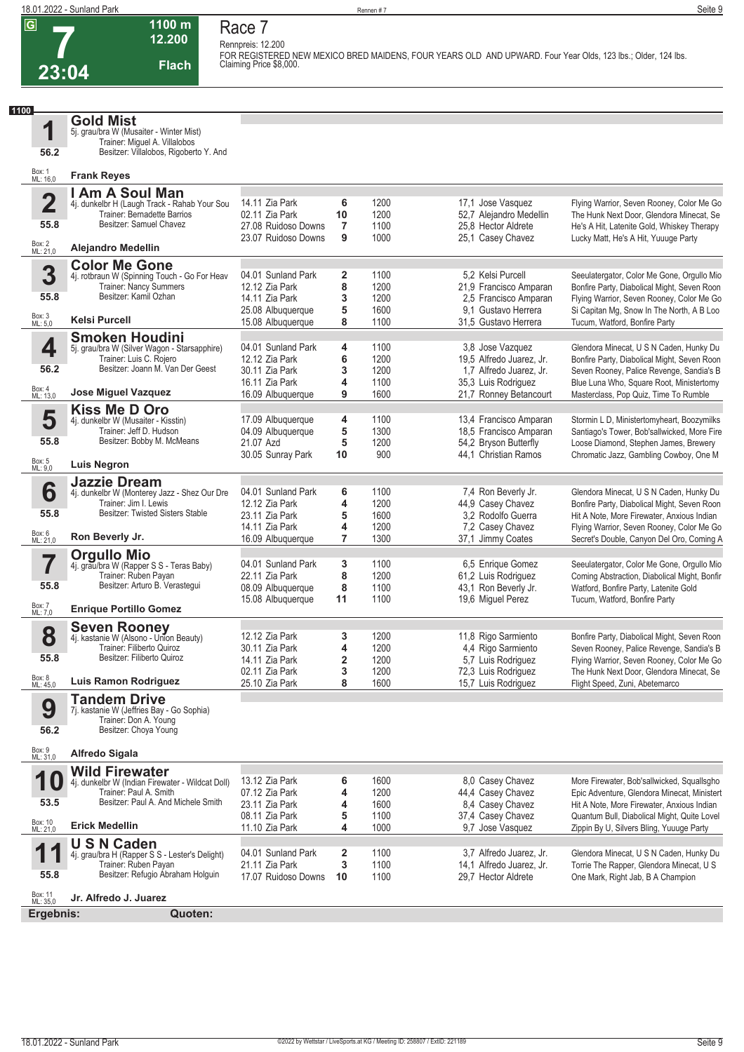# Race 7

**G** | **7** | **23:04** | **1100 m** | **12.200** | **Flach**

Rennpreis: 12.200

FOR REGISTERED NEW MEXICO BRED MAIDENS, FOUR YEARS OLD AND UPWARD. Four Year Olds, 123 lbs.; Older, 124 lbs. Claiming Price $8,000.

**1100**

## 1 Gold Mist
5j. grau/bra W (Musaiter - Winter Mist)
Trainer: Miguel A. Villalobos
Besitzer: Villalobos, Rigoberto Y. And
56.2
Box: 1 ML: 16,0
**Frank Reyes**

## 2 I Am A Soul Man
4j. dunkelbr H (Laugh Track - Rahab Your Sou
Trainer: Bernadette Barrios
Besitzer: Samuel Chavez
55.8
Box: 2 ML: 21,0
**Alejandro Medellin**

| Datum | Bahn | Pl. | Distanz | Quote | Jockey | Einlauf |
|---|---|---|---|---|---|---|
| 14.11 | Zia Park | 6 | 1200 | 17,1 | Jose Vasquez | Flying Warrior, Seven Rooney, Color Me Go |
| 02.11 | Zia Park | 10 | 1200 | 52,7 | Alejandro Medellin | The Hunk Next Door, Glendora Minecat, Se |
| 27.08 | Ruidoso Downs | 7 | 1100 | 25,8 | Hector Aldrete | He's A Hit, Latenite Gold, Whiskey Therapy |
| 23.07 | Ruidoso Downs | 9 | 1000 | 25,1 | Casey Chavez | Lucky Matt, He's A Hit, Yuuuge Party |

## 3 Color Me Gone
4j. rotbraun W (Spinning Touch - Go For Heav
Trainer: Nancy Summers
Besitzer: Kamil Ozhan
55.8
Box: 3 ML: 5,0
**Kelsi Purcell**

| Datum | Bahn | Pl. | Distanz | Quote | Jockey | Einlauf |
|---|---|---|---|---|---|---|
| 04.01 | Sunland Park | 2 | 1100 | 5,2 | Kelsi Purcell | Seeulatergator, Color Me Gone, Orgullo Mio |
| 12.12 | Zia Park | 8 | 1200 | 21,9 | Francisco Amparan | Bonfire Party, Diabolical Might, Seven Roon |
| 14.11 | Zia Park | 3 | 1200 | 2,5 | Francisco Amparan | Flying Warrior, Seven Rooney, Color Me Go |
| 25.08 | Albuquerque | 5 | 1600 | 9,1 | Gustavo Herrera | Si Capitan Mg, Snow In The North, A B Loo |
| 15.08 | Albuquerque | 8 | 1100 | 31,5 | Gustavo Herrera | Tucum, Watford, Bonfire Party |

## 4 Smoken Houdini
5j. grau/bra W (Silver Wagon - Starsapphire)
Trainer: Luis C. Rojero
Besitzer: Joann M. Van Der Geest
56.2
Box: 4 ML: 13,0
**Jose Miguel Vazquez**

| Datum | Bahn | Pl. | Distanz | Quote | Jockey | Einlauf |
|---|---|---|---|---|---|---|
| 04.01 | Sunland Park | 4 | 1100 | 3,8 | Jose Vazquez | Glendora Minecat, U S N Caden, Hunky Du |
| 12.12 | Zia Park | 6 | 1200 | 19,5 | Alfredo Juarez, Jr. | Bonfire Party, Diabolical Might, Seven Roon |
| 30.11 | Zia Park | 3 | 1200 | 1,7 | Alfredo Juarez, Jr. | Seven Rooney, Palice Revenge, Sandia's B |
| 16.11 | Zia Park | 4 | 1100 | 35,3 | Luis Rodriguez | Blue Luna Who, Square Root, Ministertomy |
| 16.09 | Albuquerque | 9 | 1600 | 21,7 | Ronney Betancourt | Masterclass, Pop Quiz, Time To Rumble |

## 5 Kiss Me D Oro
4j. dunkelbr W (Musaiter - Kisstin)
Trainer: Jeff D. Hudson
Besitzer: Bobby M. McMeans
55.8
Box: 5 ML: 9,0
**Luis Negron**

| Datum | Bahn | Pl. | Distanz | Quote | Jockey | Einlauf |
|---|---|---|---|---|---|---|
| 17.09 | Albuquerque | 4 | 1100 | 13,4 | Francisco Amparan | Stormin L D, Ministertomyheart, Boozymilks |
| 04.09 | Albuquerque | 5 | 1300 | 18,5 | Francisco Amparan | Santiago's Tower, Bob'sallwicked, More Fire |
| 21.07 | Azd | 5 | 1200 | 54,2 | Bryson Butterfly | Loose Diamond, Stephen James, Brewery |
| 30.05 | Sunray Park | 10 | 900 | 44,1 | Christian Ramos | Chromatic Jazz, Gambling Cowboy, One M |

## 6 Jazzie Dream
4j. dunkelbr W (Monterey Jazz - Shez Our Dre
Trainer: Jim I. Lewis
Besitzer: Twisted Sisters Stable
55.8
Box: 6 ML: 21,0
**Ron Beverly Jr.**

| Datum | Bahn | Pl. | Distanz | Quote | Jockey | Einlauf |
|---|---|---|---|---|---|---|
| 04.01 | Sunland Park | 6 | 1100 | 7,4 | Ron Beverly Jr. | Glendora Minecat, U S N Caden, Hunky Du |
| 12.12 | Zia Park | 4 | 1200 | 44,9 | Casey Chavez | Bonfire Party, Diabolical Might, Seven Roon |
| 23.11 | Zia Park | 5 | 1600 | 3,2 | Rodolfo Guerra | Hit A Note, More Firewater, Anxious Indian |
| 14.11 | Zia Park | 4 | 1200 | 7,2 | Casey Chavez | Flying Warrior, Seven Rooney, Color Me Go |
| 16.09 | Albuquerque | 7 | 1300 | 37,1 | Jimmy Coates | Secret's Double, Canyon Del Oro, Coming A |

## 7 Orgullo Mio
4j. grau/bra W (Rapper S S - Teras Baby)
Trainer: Ruben Payan
Besitzer: Arturo B. Verastegui
55.8
Box: 7 ML: 7,0
**Enrique Portillo Gomez**

| Datum | Bahn | Pl. | Distanz | Quote | Jockey | Einlauf |
|---|---|---|---|---|---|---|
| 04.01 | Sunland Park | 3 | 1100 | 6,5 | Enrique Gomez | Seeulatergator, Color Me Gone, Orgullo Mio |
| 22.11 | Zia Park | 8 | 1200 | 61,2 | Luis Rodriguez | Coming Abstraction, Diabolical Might, Bonfir |
| 08.09 | Albuquerque | 8 | 1100 | 43,1 | Ron Beverly Jr. | Watford, Bonfire Party, Latenite Gold |
| 15.08 | Albuquerque | 11 | 1100 | 19,6 | Miguel Perez | Tucum, Watford, Bonfire Party |

## 8 Seven Rooney
4j. kastanie W (Alsono - Union Beauty)
Trainer: Filiberto Quiroz
Besitzer: Filiberto Quiroz
55.8
Box: 8 ML: 45,0
**Luis Ramon Rodriguez**

| Datum | Bahn | Pl. | Distanz | Quote | Jockey | Einlauf |
|---|---|---|---|---|---|---|
| 12.12 | Zia Park | 3 | 1200 | 11,8 | Rigo Sarmiento | Bonfire Party, Diabolical Might, Seven Roon |
| 30.11 | Zia Park | 4 | 1200 | 4,4 | Rigo Sarmiento | Seven Rooney, Palice Revenge, Sandia's B |
| 14.11 | Zia Park | 2 | 1200 | 5,7 | Luis Rodriguez | Flying Warrior, Seven Rooney, Color Me Go |
| 02.11 | Zia Park | 3 | 1200 | 72,3 | Luis Rodriguez | The Hunk Next Door, Glendora Minecat, Se |
| 25.10 | Zia Park | 8 | 1600 | 15,7 | Luis Rodriguez | Flight Speed, Zuni, Abetemarco |

## 9 Tandem Drive
7j. kastanie W (Jeffries Bay - Go Sophia)
Trainer: Don A. Young
Besitzer: Choya Young
56.2
Box: 9 ML: 31,0
**Alfredo Sigala**

## 10 Wild Firewater
4j. dunkelbr W (Indian Firewater - Wildcat Doll)
Trainer: Paul A. Smith
Besitzer: Paul A. And Michele Smith
53.5
Box: 10 ML: 21,0
**Erick Medellin**

| Datum | Bahn | Pl. | Distanz | Quote | Jockey | Einlauf |
|---|---|---|---|---|---|---|
| 13.12 | Zia Park | 6 | 1600 | 8,0 | Casey Chavez | More Firewater, Bob'sallwicked, Squallsgho |
| 07.12 | Zia Park | 4 | 1200 | 44,4 | Casey Chavez | Epic Adventure, Glendora Minecat, Ministert |
| 23.11 | Zia Park | 4 | 1600 | 8,4 | Casey Chavez | Hit A Note, More Firewater, Anxious Indian |
| 08.11 | Zia Park | 5 | 1100 | 37,4 | Casey Chavez | Quantum Bull, Diabolical Might, Quite Lovel |
| 11.10 | Zia Park | 4 | 1000 | 9,7 | Jose Vasquez | Zippin By U, Silvers Bling, Yuuuge Party |

## 11 U S N Caden
4j. grau/bra H (Rapper S S - Lester's Delight)
Trainer: Ruben Payan
Besitzer: Refugio Abraham Holguin
55.8
Box: 11 ML: 35,0
**Jr. Alfredo J. Juarez**

| Datum | Bahn | Pl. | Distanz | Quote | Jockey | Einlauf |
|---|---|---|---|---|---|---|
| 04.01 | Sunland Park | 2 | 1100 | 3,7 | Alfredo Juarez, Jr. | Glendora Minecat, U S N Caden, Hunky Du |
| 21.11 | Zia Park | 3 | 1100 | 14,1 | Alfredo Juarez, Jr. | Torrie The Rapper, Glendora Minecat, U S |
| 17.07 | Ruidoso Downs | 10 | 1100 | 29,7 | Hector Aldrete | One Mark, Right Jab, B A Champion |

**Ergebnis:** **Quoten:**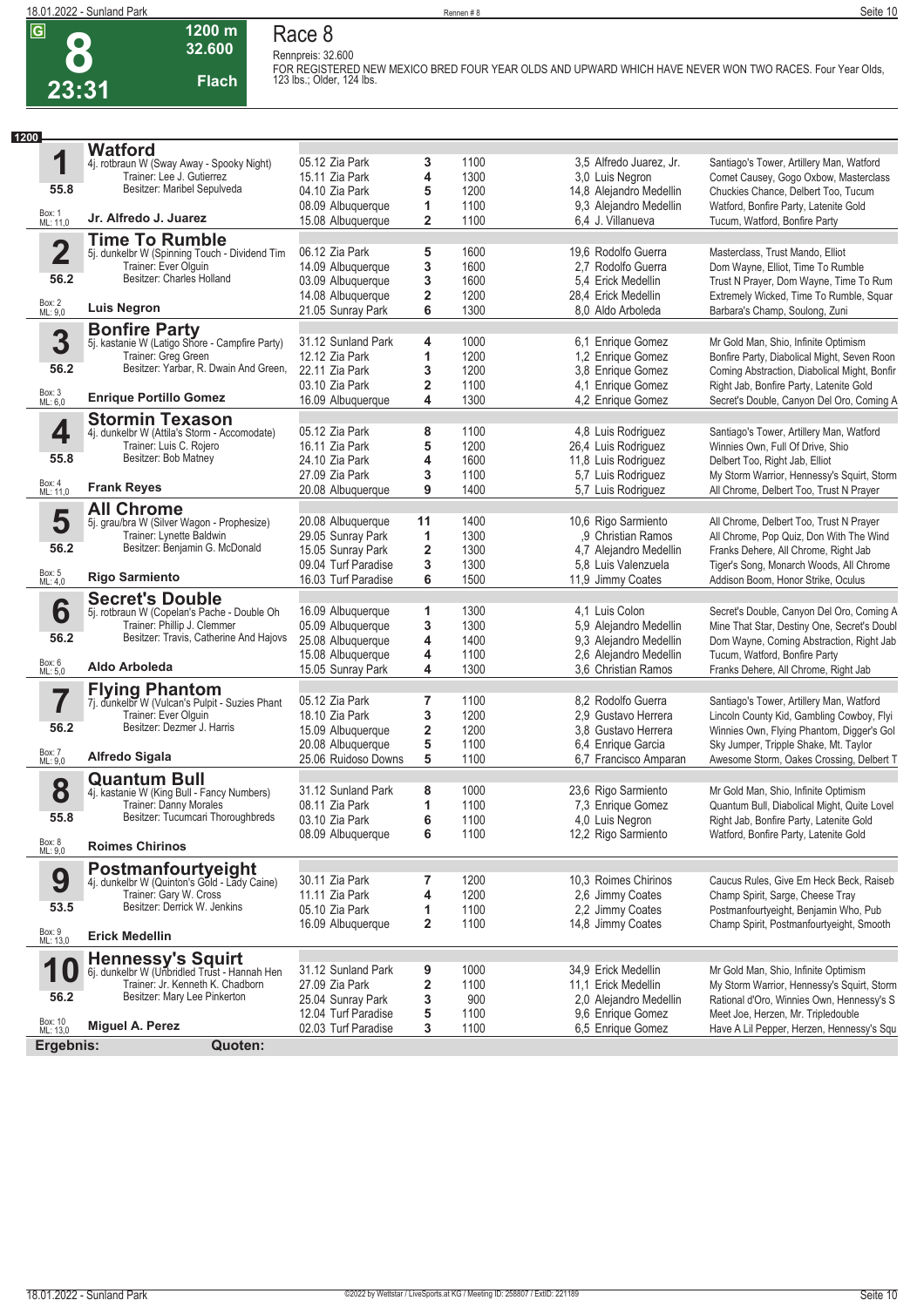# Race 8

**G** | **8** | **23:31** | **1200 m** | **32.600** | **Flach**

Rennpreis: 32.600

FOR REGISTERED NEW MEXICO BRED FOUR YEAR OLDS AND UPWARD WHICH HAVE NEVER WON TWO RACES. Four Year Olds, 123 lbs.; Older, 124 lbs.

**1200**

## 1 Watford

4j. rotbraun W (Sway Away - Spooky Night)
Trainer: Lee J. Gutierrez
Besitzer: Maribel Sepulveda
55.8
Box: 1 ML: 11,0
**Jr. Alfredo J. Juarez**

| Datum | Bahn | Platz | Distanz | Quote | Jockey | Einlauf |
|---|---|---|---|---|---|---|
| 05.12 | Zia Park | 3 | 1100 | 3,5 | Alfredo Juarez, Jr. | Santiago's Tower, Artillery Man, Watford |
| 15.11 | Zia Park | 4 | 1300 | 3,0 | Luis Negron | Comet Causey, Gogo Oxbow, Masterclass |
| 04.10 | Zia Park | 5 | 1200 | 14,8 | Alejandro Medellin | Chuckies Chance, Delbert Too, Tucum |
| 08.09 | Albuquerque | 1 | 1100 | 9,3 | Alejandro Medellin | Watford, Bonfire Party, Latenite Gold |
| 15.08 | Albuquerque | 2 | 1100 | 6,4 | J. Villanueva | Tucum, Watford, Bonfire Party |

## 2 Time To Rumble

5j. dunkelbr W (Spinning Touch - Dividend Tim
Trainer: Ever Olguin
Besitzer: Charles Holland
56.2
Box: 2 ML: 9,0
**Luis Negron**

| Datum | Bahn | Platz | Distanz | Quote | Jockey | Einlauf |
|---|---|---|---|---|---|---|
| 06.12 | Zia Park | 5 | 1600 | 19,6 | Rodolfo Guerra | Masterclass, Trust Mando, Elliot |
| 14.09 | Albuquerque | 3 | 1600 | 2,7 | Rodolfo Guerra | Dom Wayne, Elliot, Time To Rumble |
| 03.09 | Albuquerque | 3 | 1600 | 5,4 | Erick Medellin | Trust N Prayer, Dom Wayne, Time To Rum |
| 14.08 | Albuquerque | 2 | 1200 | 28,4 | Erick Medellin | Extremely Wicked, Time To Rumble, Squar |
| 21.05 | Sunray Park | 6 | 1300 | 8,0 | Aldo Arboleda | Barbara's Champ, Soulong, Zuni |

## 3 Bonfire Party

5j. kastanie W (Latigo Shore - Campfire Party)
Trainer: Greg Green
Besitzer: Yarbar, R. Dwain And Green,
56.2
Box: 3 ML: 6,0
**Enrique Portillo Gomez**

| Datum | Bahn | Platz | Distanz | Quote | Jockey | Einlauf |
|---|---|---|---|---|---|---|
| 31.12 | Sunland Park | 4 | 1000 | 6,1 | Enrique Gomez | Mr Gold Man, Shio, Infinite Optimism |
| 12.12 | Zia Park | 1 | 1200 | 1,2 | Enrique Gomez | Bonfire Party, Diabolical Might, Seven Roon |
| 22.11 | Zia Park | 3 | 1200 | 3,8 | Enrique Gomez | Coming Abstraction, Diabolical Might, Bonfir |
| 03.10 | Zia Park | 2 | 1100 | 4,1 | Enrique Gomez | Right Jab, Bonfire Party, Latenite Gold |
| 16.09 | Albuquerque | 4 | 1300 | 4,2 | Enrique Gomez | Secret's Double, Canyon Del Oro, Coming A |

## 4 Stormin Texason

4j. dunkelbr W (Attila's Storm - Accomodate)
Trainer: Luis C. Rojero
Besitzer: Bob Matney
55.8
Box: 4 ML: 11,0
**Frank Reyes**

| Datum | Bahn | Platz | Distanz | Quote | Jockey | Einlauf |
|---|---|---|---|---|---|---|
| 05.12 | Zia Park | 8 | 1100 | 4,8 | Luis Rodriguez | Santiago's Tower, Artillery Man, Watford |
| 16.11 | Zia Park | 5 | 1200 | 26,4 | Luis Rodriguez | Winnies Own, Full Of Drive, Shio |
| 24.10 | Zia Park | 4 | 1600 | 11,8 | Luis Rodriguez | Delbert Too, Right Jab, Elliot |
| 27.09 | Zia Park | 3 | 1100 | 5,7 | Luis Rodriguez | My Storm Warrior, Hennessy's Squirt, Storm |
| 20.08 | Albuquerque | 9 | 1400 | 5,7 | Luis Rodriguez | All Chrome, Delbert Too, Trust N Prayer |

## 5 All Chrome

5j. grau/bra W (Silver Wagon - Prophesize)
Trainer: Lynette Baldwin
Besitzer: Benjamin G. McDonald
56.2
Box: 5 ML: 4,0
**Rigo Sarmiento**

| Datum | Bahn | Platz | Distanz | Quote | Jockey | Einlauf |
|---|---|---|---|---|---|---|
| 20.08 | Albuquerque | 11 | 1400 | 10,6 | Rigo Sarmiento | All Chrome, Delbert Too, Trust N Prayer |
| 29.05 | Sunray Park | 1 | 1300 | ,9 | Christian Ramos | All Chrome, Pop Quiz, Don With The Wind |
| 15.05 | Sunray Park | 2 | 1300 | 4,7 | Alejandro Medellin | Franks Dehere, All Chrome, Right Jab |
| 09.04 | Turf Paradise | 3 | 1300 | 5,8 | Luis Valenzuela | Tiger's Song, Monarch Woods, All Chrome |
| 16.03 | Turf Paradise | 6 | 1500 | 11,9 | Jimmy Coates | Addison Boom, Honor Strike, Oculus |

## 6 Secret's Double

5j. rotbraun W (Copelan's Pache - Double Oh
Trainer: Phillip J. Clemmer
Besitzer: Travis, Catherine And Hajovs
56.2
Box: 6 ML: 5,0
**Aldo Arboleda**

| Datum | Bahn | Platz | Distanz | Quote | Jockey | Einlauf |
|---|---|---|---|---|---|---|
| 16.09 | Albuquerque | 1 | 1300 | 4,1 | Luis Colon | Secret's Double, Canyon Del Oro, Coming A |
| 05.09 | Albuquerque | 3 | 1300 | 5,9 | Alejandro Medellin | Mine That Star, Destiny One, Secret's Doubl |
| 25.08 | Albuquerque | 4 | 1400 | 9,3 | Alejandro Medellin | Dom Wayne, Coming Abstraction, Right Jab |
| 15.08 | Albuquerque | 4 | 1100 | 2,6 | Alejandro Medellin | Tucum, Watford, Bonfire Party |
| 15.05 | Sunray Park | 4 | 1300 | 3,6 | Christian Ramos | Franks Dehere, All Chrome, Right Jab |

## 7 Flying Phantom

7j. dunkelbr W (Vulcan's Pulpit - Suzies Phant
Trainer: Ever Olguin
Besitzer: Dezmer J. Harris
56.2
Box: 7 ML: 9,0
**Alfredo Sigala**

| Datum | Bahn | Platz | Distanz | Quote | Jockey | Einlauf |
|---|---|---|---|---|---|---|
| 05.12 | Zia Park | 7 | 1100 | 8,2 | Rodolfo Guerra | Santiago's Tower, Artillery Man, Watford |
| 18.10 | Zia Park | 3 | 1200 | 2,9 | Gustavo Herrera | Lincoln County Kid, Gambling Cowboy, Flyi |
| 15.09 | Albuquerque | 2 | 1200 | 3,8 | Gustavo Herrera | Winnies Own, Flying Phantom, Digger's Gol |
| 20.08 | Albuquerque | 5 | 1100 | 6,4 | Enrique Garcia | Sky Jumper, Tripple Shake, Mt. Taylor |
| 25.06 | Ruidoso Downs | 5 | 1100 | 6,7 | Francisco Amparan | Awesome Storm, Oakes Crossing, Delbert T |

## 8 Quantum Bull

4j. kastanie W (King Bull - Fancy Numbers)
Trainer: Danny Morales
Besitzer: Tucumcari Thoroughbreds
55.8
Box: 8 ML: 9,0
**Roimes Chirinos**

| Datum | Bahn | Platz | Distanz | Quote | Jockey | Einlauf |
|---|---|---|---|---|---|---|
| 31.12 | Sunland Park | 8 | 1000 | 23,6 | Rigo Sarmiento | Mr Gold Man, Shio, Infinite Optimism |
| 08.11 | Zia Park | 1 | 1100 | 7,3 | Enrique Gomez | Quantum Bull, Diabolical Might, Quite Lovel |
| 03.10 | Zia Park | 6 | 1100 | 4,0 | Luis Negron | Right Jab, Bonfire Party, Latenite Gold |
| 08.09 | Albuquerque | 6 | 1100 | 12,2 | Rigo Sarmiento | Watford, Bonfire Party, Latenite Gold |

## 9 Postmanfourtyeight

4j. dunkelbr W (Quinton's Gold - Lady Caine)
Trainer: Gary W. Cross
Besitzer: Derrick W. Jenkins
53.5
Box: 9 ML: 13,0
**Erick Medellin**

| Datum | Bahn | Platz | Distanz | Quote | Jockey | Einlauf |
|---|---|---|---|---|---|---|
| 30.11 | Zia Park | 7 | 1200 | 10,3 | Roimes Chirinos | Caucus Rules, Give Em Heck Beck, Raiseb |
| 11.11 | Zia Park | 4 | 1200 | 2,6 | Jimmy Coates | Champ Spirit, Sarge, Cheese Tray |
| 05.10 | Zia Park | 1 | 1100 | 2,2 | Jimmy Coates | Postmanfourtyeight, Benjamin Who, Pub |
| 16.09 | Albuquerque | 2 | 1100 | 14,8 | Jimmy Coates | Champ Spirit, Postmanfourtyeight, Smooth |

## 10 Hennessy's Squirt

6j. dunkelbr W (Unbridled Trust - Hannah Hen
Trainer: Jr. Kenneth K. Chadborn
Besitzer: Mary Lee Pinkerton
56.2
Box: 10 ML: 13,0
**Miguel A. Perez**

| Datum | Bahn | Platz | Distanz | Quote | Jockey | Einlauf |
|---|---|---|---|---|---|---|
| 31.12 | Sunland Park | 9 | 1000 | 34,9 | Erick Medellin | Mr Gold Man, Shio, Infinite Optimism |
| 27.09 | Zia Park | 2 | 1100 | 11,1 | Erick Medellin | My Storm Warrior, Hennessy's Squirt, Storm |
| 25.04 | Sunray Park | 3 | 900 | 2,0 | Alejandro Medellin | Rational d'Oro, Winnies Own, Hennessy's S |
| 12.04 | Turf Paradise | 5 | 1100 | 9,6 | Enrique Gomez | Meet Joe, Herzen, Mr. Tripledouble |
| 02.03 | Turf Paradise | 3 | 1100 | 6,5 | Enrique Gomez | Have A Lil Pepper, Herzen, Hennessy's Squ |

**Ergebnis:** **Quoten:**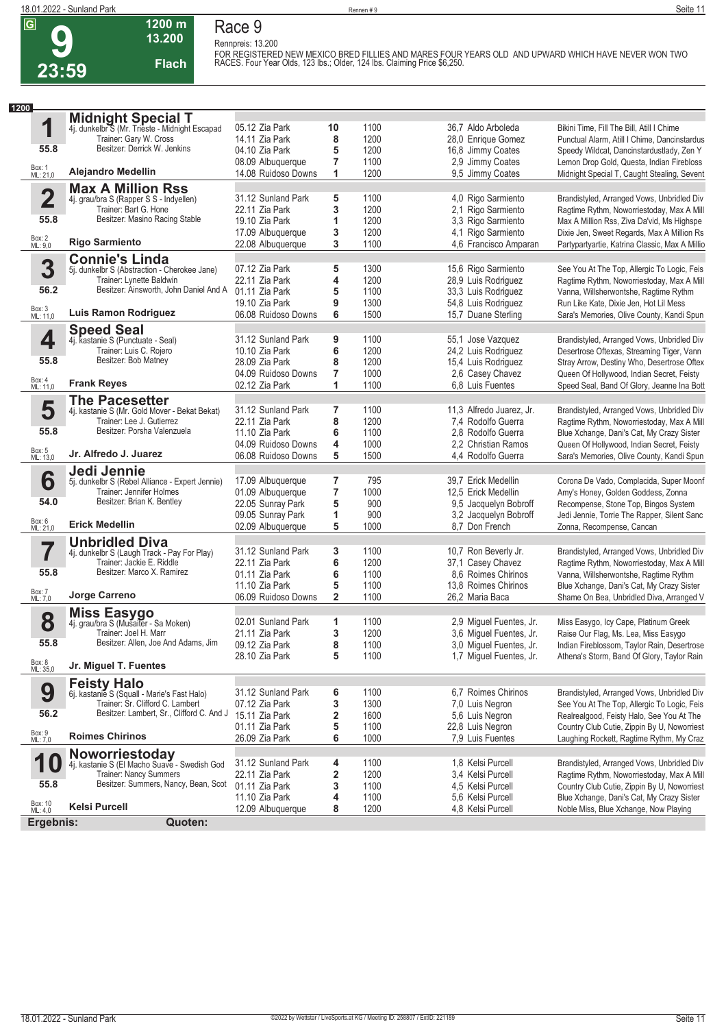# Race 9

**G** **9** 23:59 — 1200 m 13.200 Flach

Rennpreis: 13.200

FOR REGISTERED NEW MEXICO BRED FILLIES AND MARES FOUR YEARS OLD AND UPWARD WHICH HAVE NEVER WON TWO RACES. Four Year Olds, 123 lbs.; Older, 124 lbs. Claiming Price $6,250.

**1200**

| Nr. | Pferd | Datum / Bahn | Platz | Distanz | Quote / Reiter | Einlauf |
|---|---|---|---|---|---|---|
| **1** | **Midnight Special T** 4j. dunkelbr S (Mr. Trieste - Midnight Escapad) | 05.12 Zia Park | 10 | 1100 | 36,7 Aldo Arboleda | Bikini Time, Fill The Bill, Atill I Chime |
| | Trainer: Gary W. Cross | 14.11 Zia Park | 8 | 1200 | 28,0 Enrique Gomez | Punctual Alarm, Atill I Chime, Dancinstardus |
| 55.8 | Besitzer: Derrick W. Jenkins | 04.10 Zia Park | 5 | 1200 | 16,8 Jimmy Coates | Speedy Wildcat, Dancinstardustlady, Zen Y |
| | | 08.09 Albuquerque | 7 | 1100 | 2,9 Jimmy Coates | Lemon Drop Gold, Questa, Indian Firebloss |
| Box: 1 ML: 21,0 | **Alejandro Medellin** | 14.08 Ruidoso Downs | 1 | 1200 | 9,5 Jimmy Coates | Midnight Special T, Caught Stealing, Sevent |
| **2** | **Max A Million Rss** 4j. grau/bra S (Rapper S S - Indyellen) | 31.12 Sunland Park | 5 | 1100 | 4,0 Rigo Sarmiento | Brandistyled, Arranged Vows, Unbridled Div |
| | Trainer: Bart G. Hone | 22.11 Zia Park | 3 | 1200 | 2,1 Rigo Sarmiento | Ragtime Rythm, Noworriestoday, Max A Mill |
| 55.8 | Besitzer: Masino Racing Stable | 19.10 Zia Park | 1 | 1200 | 3,3 Rigo Sarmiento | Max A Million Rss, Ziva Da'vid, Ms Highspe |
| | | 17.09 Albuquerque | 3 | 1200 | 4,1 Rigo Sarmiento | Dixie Jen, Sweet Regards, Max A Million Rs |
| Box: 2 ML: 9,0 | **Rigo Sarmiento** | 22.08 Albuquerque | 3 | 1100 | 4,6 Francisco Amparan | Partypartyartie, Katrina Classic, Max A Millio |
| **3** | **Connie's Linda** 5j. dunkelbr S (Abstraction - Cherokee Jane) | 07.12 Zia Park | 5 | 1300 | 15,6 Rigo Sarmiento | See You At The Top, Allergic To Logic, Feis |
| | Trainer: Lynette Baldwin | 22.11 Zia Park | 4 | 1200 | 28,9 Luis Rodriguez | Ragtime Rythm, Noworriestoday, Max A Mill |
| 56.2 | Besitzer: Ainsworth, John Daniel And A | 01.11 Zia Park | 5 | 1100 | 33,3 Luis Rodriguez | Vanna, Willsherwontshe, Ragtime Rythm |
| | | 19.10 Zia Park | 9 | 1300 | 54,8 Luis Rodriguez | Run Like Kate, Dixie Jen, Hot Lil Mess |
| Box: 3 ML: 11,0 | **Luis Ramon Rodriguez** | 06.08 Ruidoso Downs | 6 | 1500 | 15,7 Duane Sterling | Sara's Memories, Olive County, Kandi Spun |
| **4** | **Speed Seal** 4j. kastanie S (Punctuate - Seal) | 31.12 Sunland Park | 9 | 1100 | 55,1 Jose Vazquez | Brandistyled, Arranged Vows, Unbridled Div |
| | Trainer: Luis C. Rojero | 10.10 Zia Park | 6 | 1200 | 24,2 Luis Rodriguez | Desertrose Oftexas, Streaming Tiger, Vann |
| 55.8 | Besitzer: Bob Matney | 28.09 Zia Park | 8 | 1200 | 15,4 Luis Rodriguez | Stray Arrow, Destiny Who, Desertrose Oftex |
| | | 04.09 Ruidoso Downs | 7 | 1000 | 2,6 Casey Chavez | Queen Of Hollywood, Indian Secret, Feisty |
| Box: 4 ML: 11,0 | **Frank Reyes** | 02.12 Zia Park | 1 | 1100 | 6,8 Luis Fuentes | Speed Seal, Band Of Glory, Jeanne Ina Bott |
| **5** | **The Pacesetter** 4j. kastanie S (Mr. Gold Mover - Bekat Bekat) | 31.12 Sunland Park | 7 | 1100 | 11,3 Alfredo Juarez, Jr. | Brandistyled, Arranged Vows, Unbridled Div |
| | Trainer: Lee J. Gutierrez | 22.11 Zia Park | 8 | 1200 | 7,4 Rodolfo Guerra | Ragtime Rythm, Noworriestoday, Max A Mill |
| 55.8 | Besitzer: Porsha Valenzuela | 11.10 Zia Park | 6 | 1100 | 2,8 Rodolfo Guerra | Blue Xchange, Dani's Cat, My Crazy Sister |
| | | 04.09 Ruidoso Downs | 4 | 1000 | 2,2 Christian Ramos | Queen Of Hollywood, Indian Secret, Feisty |
| Box: 5 ML: 13,0 | **Jr. Alfredo J. Juarez** | 06.08 Ruidoso Downs | 5 | 1500 | 4,4 Rodolfo Guerra | Sara's Memories, Olive County, Kandi Spun |
| **6** | **Jedi Jennie** 5j. dunkelbr S (Rebel Alliance - Expert Jennie) | 17.09 Albuquerque | 7 | 795 | 39,7 Erick Medellin | Corona De Vado, Complacida, Super Moonf |
| | Trainer: Jennifer Holmes | 01.09 Albuquerque | 7 | 1000 | 12,5 Erick Medellin | Amy's Honey, Golden Goddess, Zonna |
| 54.0 | Besitzer: Brian K. Bentley | 22.05 Sunray Park | 5 | 900 | 9,5 Jacquelyn Bobroff | Recompense, Stone Top, Bingos System |
| | | 09.05 Sunray Park | 1 | 900 | 3,2 Jacquelyn Bobroff | Jedi Jennie, Torrie The Rapper, Silent Sanc |
| Box: 6 ML: 21,0 | **Erick Medellin** | 02.09 Albuquerque | 5 | 1000 | 8,7 Don French | Zonna, Recompense, Cancan |
| **7** | **Unbridled Diva** 4j. dunkelbr S (Laugh Track - Pay For Play) | 31.12 Sunland Park | 3 | 1100 | 10,7 Ron Beverly Jr. | Brandistyled, Arranged Vows, Unbridled Div |
| | Trainer: Jackie E. Riddle | 22.11 Zia Park | 6 | 1200 | 37,1 Casey Chavez | Ragtime Rythm, Noworriestoday, Max A Mill |
| 55.8 | Besitzer: Marco X. Ramirez | 01.11 Zia Park | 6 | 1100 | 8,6 Roimes Chirinos | Vanna, Willsherwontshe, Ragtime Rythm |
| | | 11.10 Zia Park | 5 | 1100 | 13,8 Roimes Chirinos | Blue Xchange, Dani's Cat, My Crazy Sister |
| Box: 7 ML: 7,0 | **Jorge Carreno** | 06.09 Ruidoso Downs | 2 | 1100 | 26,2 Maria Baca | Shame On Bea, Unbridled Diva, Arranged V |
| **8** | **Miss Easygo** 4j. grau/bra S (Musaiter - Sa Moken) | 02.01 Sunland Park | 1 | 1100 | 2,9 Miguel Fuentes, Jr. | Miss Easygo, Icy Cape, Platinum Greek |
| | Trainer: Joel H. Marr | 21.11 Zia Park | 3 | 1200 | 3,6 Miguel Fuentes, Jr. | Raise Our Flag, Ms. Lea, Miss Easygo |
| 55.8 | Besitzer: Allen, Joe And Adams, Jim | 09.12 Zia Park | 8 | 1100 | 3,0 Miguel Fuentes, Jr. | Indian Fireblossom, Taylor Rain, Desertrose |
| | | 28.10 Zia Park | 5 | 1100 | 1,7 Miguel Fuentes, Jr. | Athena's Storm, Band Of Glory, Taylor Rain |
| Box: 8 ML: 35,0 | **Jr. Miguel T. Fuentes** | | | | | |
| **9** | **Feisty Halo** 6j. kastanie S (Squall - Marie's Fast Halo) | 31.12 Sunland Park | 6 | 1100 | 6,7 Roimes Chirinos | Brandistyled, Arranged Vows, Unbridled Div |
| | Trainer: Sr. Clifford C. Lambert | 07.12 Zia Park | 3 | 1300 | 7,0 Luis Negron | See You At The Top, Allergic To Logic, Feis |
| 56.2 | Besitzer: Lambert, Sr., Clifford C. And J | 15.11 Zia Park | 2 | 1600 | 5,6 Luis Negron | Realrealgood, Feisty Halo, See You At The |
| | | 01.11 Zia Park | 5 | 1100 | 22,8 Luis Negron | Country Club Cutie, Zippin By U, Noworriest |
| Box: 9 ML: 7,0 | **Roimes Chirinos** | 26.09 Zia Park | 6 | 1000 | 7,9 Luis Fuentes | Laughing Rockett, Ragtime Rythm, My Craz |
| **10** | **Noworriestoday** 4j. kastanie S (El Macho Suave - Swedish God | 31.12 Sunland Park | 4 | 1100 | 1,8 Kelsi Purcell | Brandistyled, Arranged Vows, Unbridled Div |
| | Trainer: Nancy Summers | 22.11 Zia Park | 2 | 1200 | 3,4 Kelsi Purcell | Ragtime Rythm, Noworriestoday, Max A Mill |
| 55.8 | Besitzer: Summers, Nancy, Bean, Scot | 01.11 Zia Park | 3 | 1100 | 4,5 Kelsi Purcell | Country Club Cutie, Zippin By U, Noworriest |
| | | 11.10 Zia Park | 4 | 1100 | 5,6 Kelsi Purcell | Blue Xchange, Dani's Cat, My Crazy Sister |
| Box: 10 ML: 4,0 | **Kelsi Purcell** | 12.09 Albuquerque | 8 | 1200 | 4,8 Kelsi Purcell | Noble Miss, Blue Xchange, Now Playing |

**Ergebnis:** **Quoten:**